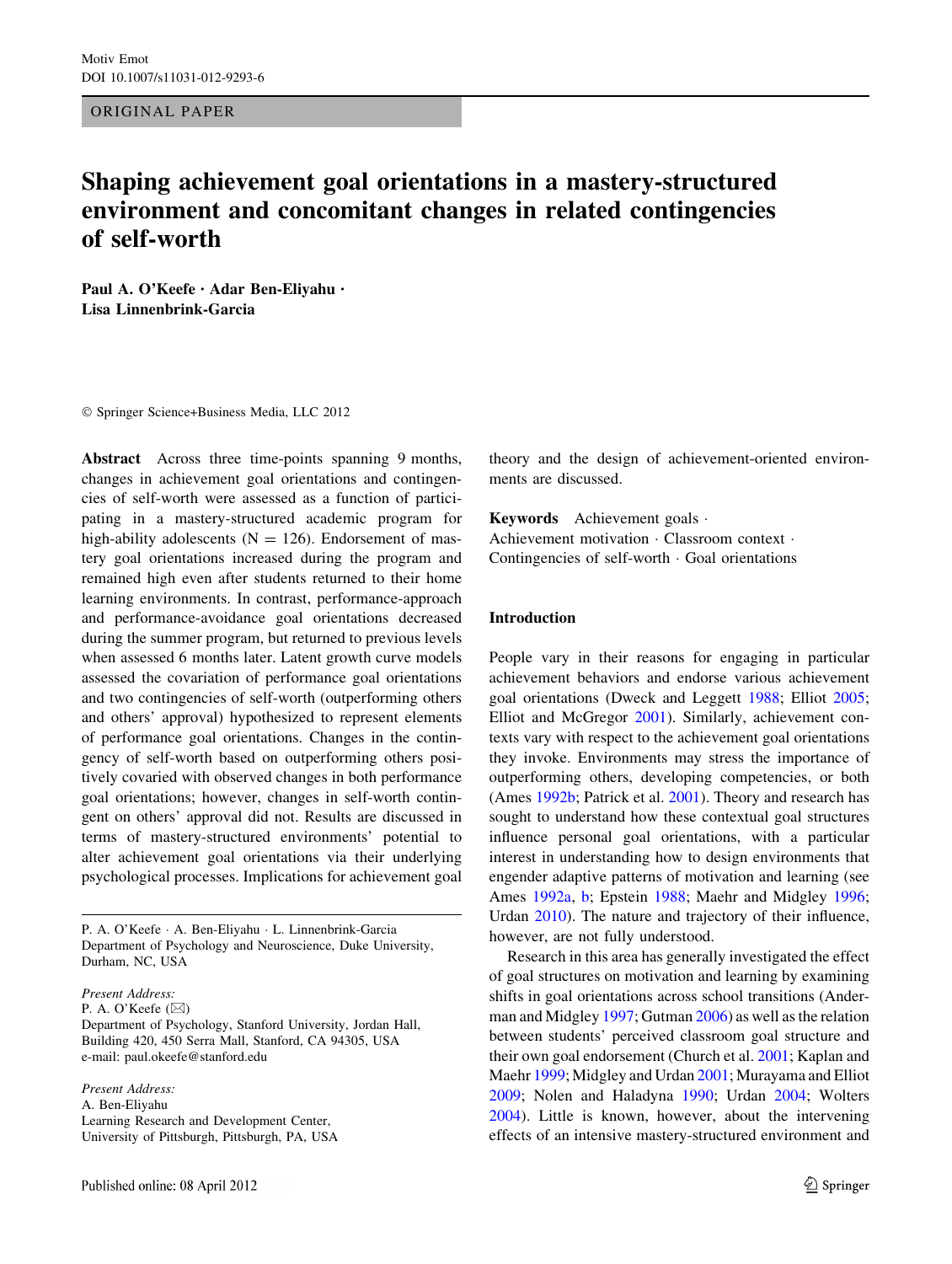ORIGINAL PAPER

# Shaping achievement goal orientations in a mastery-structured environment and concomitant changes in related contingencies of self-worth

**Paul A. O'Keefe · Adar Ben-Eliyahu · Lisa Linnenbrink-Garcia**

© Springer Science+Business Media, LLC 2012

**Abstract** Across three time-points spanning 9 months, changes in achievement goal orientations and contingencies of self-worth were assessed as a function of participating in a mastery-structured academic program for high-ability adolescents (N = 126). Endorsement of mastery goal orientations increased during the program and remained high even after students returned to their home learning environments. In contrast, performance-approach and performance-avoidance goal orientations decreased during the summer program, but returned to previous levels when assessed 6 months later. Latent growth curve models assessed the covariation of performance goal orientations and two contingencies of self-worth (outperforming others and others' approval) hypothesized to represent elements of performance goal orientations. Changes in the contingency of self-worth based on outperforming others positively covaried with observed changes in both performance goal orientations; however, changes in self-worth contingent on others' approval did not. Results are discussed in terms of mastery-structured environments' potential to alter achievement goal orientations via their underlying psychological processes. Implications for achievement goal theory and the design of achievement-oriented environments are discussed.

**Keywords** Achievement goals · Achievement motivation · Classroom context · Contingencies of self-worth · Goal orientations

P. A. O'Keefe · A. Ben-Eliyahu · L. Linnenbrink-Garcia
Department of Psychology and Neuroscience, Duke University, Durham, NC, USA

*Present Address:*
P. A. O'Keefe (✉)
Department of Psychology, Stanford University, Jordan Hall, Building 420, 450 Serra Mall, Stanford, CA 94305, USA
e-mail: paul.okeefe@stanford.edu

*Present Address:*
A. Ben-Eliyahu
Learning Research and Development Center, University of Pittsburgh, Pittsburgh, PA, USA

## Introduction

People vary in their reasons for engaging in particular achievement behaviors and endorse various achievement goal orientations (Dweck and Leggett 1988; Elliot 2005; Elliot and McGregor 2001). Similarly, achievement contexts vary with respect to the achievement goal orientations they invoke. Environments may stress the importance of outperforming others, developing competencies, or both (Ames 1992b; Patrick et al. 2001). Theory and research has sought to understand how these contextual goal structures influence personal goal orientations, with a particular interest in understanding how to design environments that engender adaptive patterns of motivation and learning (see Ames 1992a, b; Epstein 1988; Maehr and Midgley 1996; Urdan 2010). The nature and trajectory of their influence, however, are not fully understood.

Research in this area has generally investigated the effect of goal structures on motivation and learning by examining shifts in goal orientations across school transitions (Anderman and Midgley 1997; Gutman 2006) as well as the relation between students' perceived classroom goal structure and their own goal endorsement (Church et al. 2001; Kaplan and Maehr 1999; Midgley and Urdan 2001; Murayama and Elliot 2009; Nolen and Haladyna 1990; Urdan 2004; Wolters 2004). Little is known, however, about the intervening effects of an intensive mastery-structured environment and

Published online: 08 April 2012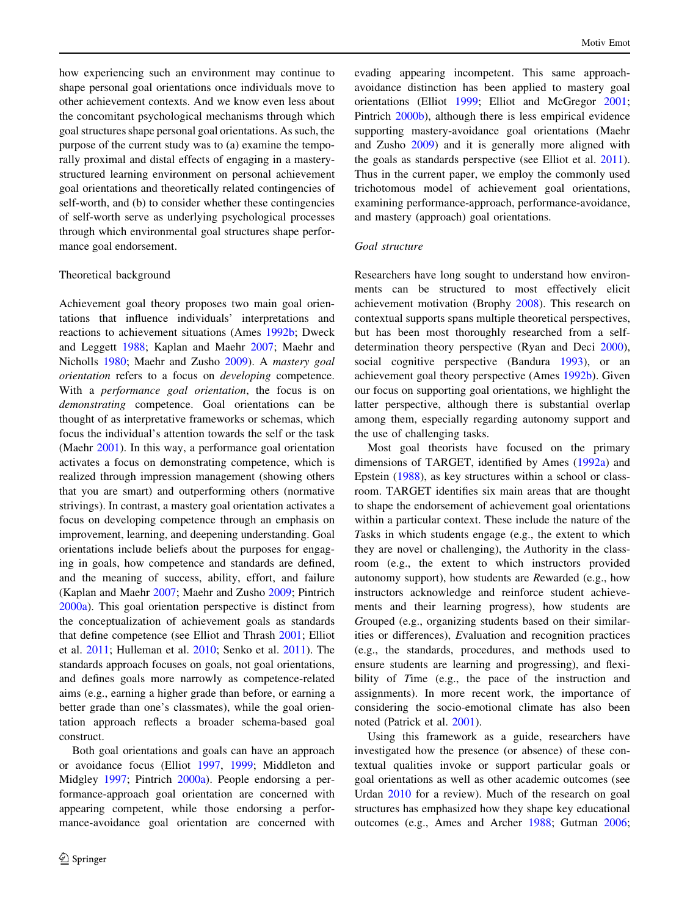how experiencing such an environment may continue to shape personal goal orientations once individuals move to other achievement contexts. And we know even less about the concomitant psychological mechanisms through which goal structures shape personal goal orientations. As such, the purpose of the current study was to (a) examine the temporally proximal and distal effects of engaging in a mastery-structured learning environment on personal achievement goal orientations and theoretically related contingencies of self-worth, and (b) to consider whether these contingencies of self-worth serve as underlying psychological processes through which environmental goal structures shape performance goal endorsement.

## Theoretical background

Achievement goal theory proposes two main goal orientations that influence individuals' interpretations and reactions to achievement situations (Ames 1992b; Dweck and Leggett 1988; Kaplan and Maehr 2007; Maehr and Nicholls 1980; Maehr and Zusho 2009). A *mastery goal orientation* refers to a focus on *developing* competence. With a *performance goal orientation*, the focus is on *demonstrating* competence. Goal orientations can be thought of as interpretative frameworks or schemas, which focus the individual's attention towards the self or the task (Maehr 2001). In this way, a performance goal orientation activates a focus on demonstrating competence, which is realized through impression management (showing others that you are smart) and outperforming others (normative strivings). In contrast, a mastery goal orientation activates a focus on developing competence through an emphasis on improvement, learning, and deepening understanding. Goal orientations include beliefs about the purposes for engaging in goals, how competence and standards are defined, and the meaning of success, ability, effort, and failure (Kaplan and Maehr 2007; Maehr and Zusho 2009; Pintrich 2000a). This goal orientation perspective is distinct from the conceptualization of achievement goals as standards that define competence (see Elliot and Thrash 2001; Elliot et al. 2011; Hulleman et al. 2010; Senko et al. 2011). The standards approach focuses on goals, not goal orientations, and defines goals more narrowly as competence-related aims (e.g., earning a higher grade than before, or earning a better grade than one's classmates), while the goal orientation approach reflects a broader schema-based goal construct.

Both goal orientations and goals can have an approach or avoidance focus (Elliot 1997, 1999; Middleton and Midgley 1997; Pintrich 2000a). People endorsing a performance-approach goal orientation are concerned with appearing competent, while those endorsing a performance-avoidance goal orientation are concerned with evading appearing incompetent. This same approach-avoidance distinction has been applied to mastery goal orientations (Elliot 1999; Elliot and McGregor 2001; Pintrich 2000b), although there is less empirical evidence supporting mastery-avoidance goal orientations (Maehr and Zusho 2009) and it is generally more aligned with the goals as standards perspective (see Elliot et al. 2011). Thus in the current paper, we employ the commonly used trichotomous model of achievement goal orientations, examining performance-approach, performance-avoidance, and mastery (approach) goal orientations.

### Goal structure

Researchers have long sought to understand how environments can be structured to most effectively elicit achievement motivation (Brophy 2008). This research on contextual supports spans multiple theoretical perspectives, but has been most thoroughly researched from a self-determination theory perspective (Ryan and Deci 2000), social cognitive perspective (Bandura 1993), or an achievement goal theory perspective (Ames 1992b). Given our focus on supporting goal orientations, we highlight the latter perspective, although there is substantial overlap among them, especially regarding autonomy support and the use of challenging tasks.

Most goal theorists have focused on the primary dimensions of TARGET, identified by Ames (1992a) and Epstein (1988), as key structures within a school or classroom. TARGET identifies six main areas that are thought to shape the endorsement of achievement goal orientations within a particular context. These include the nature of the *T*asks in which students engage (e.g., the extent to which they are novel or challenging), the *A*uthority in the classroom (e.g., the extent to which instructors provided autonomy support), how students are *R*ewarded (e.g., how instructors acknowledge and reinforce student achievements and their learning progress), how students are *G*rouped (e.g., organizing students based on their similarities or differences), *E*valuation and recognition practices (e.g., the standards, procedures, and methods used to ensure students are learning and progressing), and flexibility of *T*ime (e.g., the pace of the instruction and assignments). In more recent work, the importance of considering the socio-emotional climate has also been noted (Patrick et al. 2001).

Using this framework as a guide, researchers have investigated how the presence (or absence) of these contextual qualities invoke or support particular goals or goal orientations as well as other academic outcomes (see Urdan 2010 for a review). Much of the research on goal structures has emphasized how they shape key educational outcomes (e.g., Ames and Archer 1988; Gutman 2006;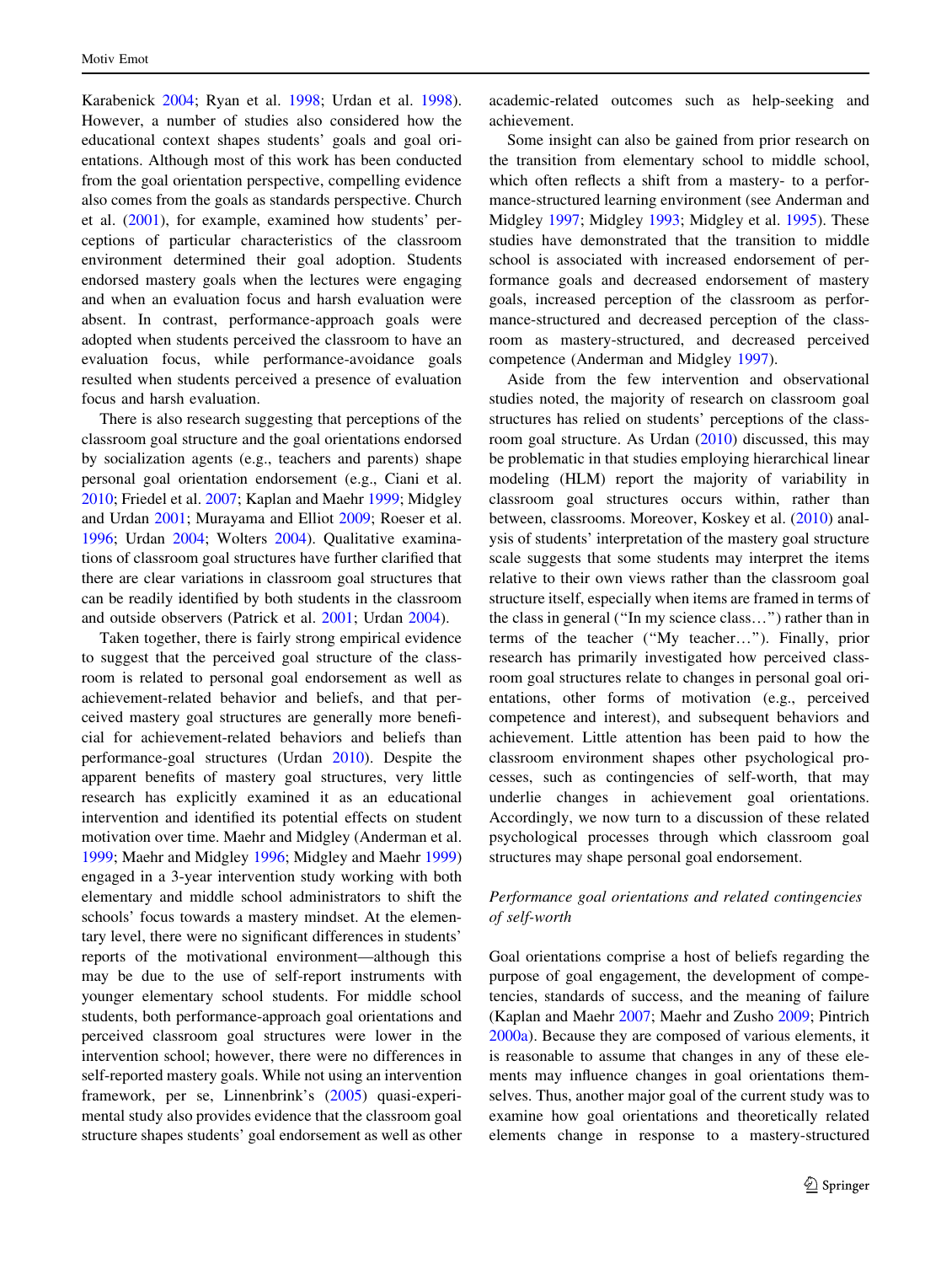Karabenick 2004; Ryan et al. 1998; Urdan et al. 1998). However, a number of studies also considered how the educational context shapes students' goals and goal orientations. Although most of this work has been conducted from the goal orientation perspective, compelling evidence also comes from the goals as standards perspective. Church et al. (2001), for example, examined how students' perceptions of particular characteristics of the classroom environment determined their goal adoption. Students endorsed mastery goals when the lectures were engaging and when an evaluation focus and harsh evaluation were absent. In contrast, performance-approach goals were adopted when students perceived the classroom to have an evaluation focus, while performance-avoidance goals resulted when students perceived a presence of evaluation focus and harsh evaluation.

There is also research suggesting that perceptions of the classroom goal structure and the goal orientations endorsed by socialization agents (e.g., teachers and parents) shape personal goal orientation endorsement (e.g., Ciani et al. 2010; Friedel et al. 2007; Kaplan and Maehr 1999; Midgley and Urdan 2001; Murayama and Elliot 2009; Roeser et al. 1996; Urdan 2004; Wolters 2004). Qualitative examinations of classroom goal structures have further clarified that there are clear variations in classroom goal structures that can be readily identified by both students in the classroom and outside observers (Patrick et al. 2001; Urdan 2004).

Taken together, there is fairly strong empirical evidence to suggest that the perceived goal structure of the classroom is related to personal goal endorsement as well as achievement-related behavior and beliefs, and that perceived mastery goal structures are generally more beneficial for achievement-related behaviors and beliefs than performance-goal structures (Urdan 2010). Despite the apparent benefits of mastery goal structures, very little research has explicitly examined it as an educational intervention and identified its potential effects on student motivation over time. Maehr and Midgley (Anderman et al. 1999; Maehr and Midgley 1996; Midgley and Maehr 1999) engaged in a 3-year intervention study working with both elementary and middle school administrators to shift the schools' focus towards a mastery mindset. At the elementary level, there were no significant differences in students' reports of the motivational environment—although this may be due to the use of self-report instruments with younger elementary school students. For middle school students, both performance-approach goal orientations and perceived classroom goal structures were lower in the intervention school; however, there were no differences in self-reported mastery goals. While not using an intervention framework, per se, Linnenbrink's (2005) quasi-experimental study also provides evidence that the classroom goal structure shapes students' goal endorsement as well as other academic-related outcomes such as help-seeking and achievement.

Some insight can also be gained from prior research on the transition from elementary school to middle school, which often reflects a shift from a mastery- to a performance-structured learning environment (see Anderman and Midgley 1997; Midgley 1993; Midgley et al. 1995). These studies have demonstrated that the transition to middle school is associated with increased endorsement of performance goals and decreased endorsement of mastery goals, increased perception of the classroom as performance-structured and decreased perception of the classroom as mastery-structured, and decreased perceived competence (Anderman and Midgley 1997).

Aside from the few intervention and observational studies noted, the majority of research on classroom goal structures has relied on students' perceptions of the classroom goal structure. As Urdan (2010) discussed, this may be problematic in that studies employing hierarchical linear modeling (HLM) report the majority of variability in classroom goal structures occurs within, rather than between, classrooms. Moreover, Koskey et al. (2010) analysis of students' interpretation of the mastery goal structure scale suggests that some students may interpret the items relative to their own views rather than the classroom goal structure itself, especially when items are framed in terms of the class in general ("In my science class…") rather than in terms of the teacher ("My teacher…"). Finally, prior research has primarily investigated how perceived classroom goal structures relate to changes in personal goal orientations, other forms of motivation (e.g., perceived competence and interest), and subsequent behaviors and achievement. Little attention has been paid to how the classroom environment shapes other psychological processes, such as contingencies of self-worth, that may underlie changes in achievement goal orientations. Accordingly, we now turn to a discussion of these related psychological processes through which classroom goal structures may shape personal goal endorsement.

### *Performance goal orientations and related contingencies of self-worth*

Goal orientations comprise a host of beliefs regarding the purpose of goal engagement, the development of competencies, standards of success, and the meaning of failure (Kaplan and Maehr 2007; Maehr and Zusho 2009; Pintrich 2000a). Because they are composed of various elements, it is reasonable to assume that changes in any of these elements may influence changes in goal orientations themselves. Thus, another major goal of the current study was to examine how goal orientations and theoretically related elements change in response to a mastery-structured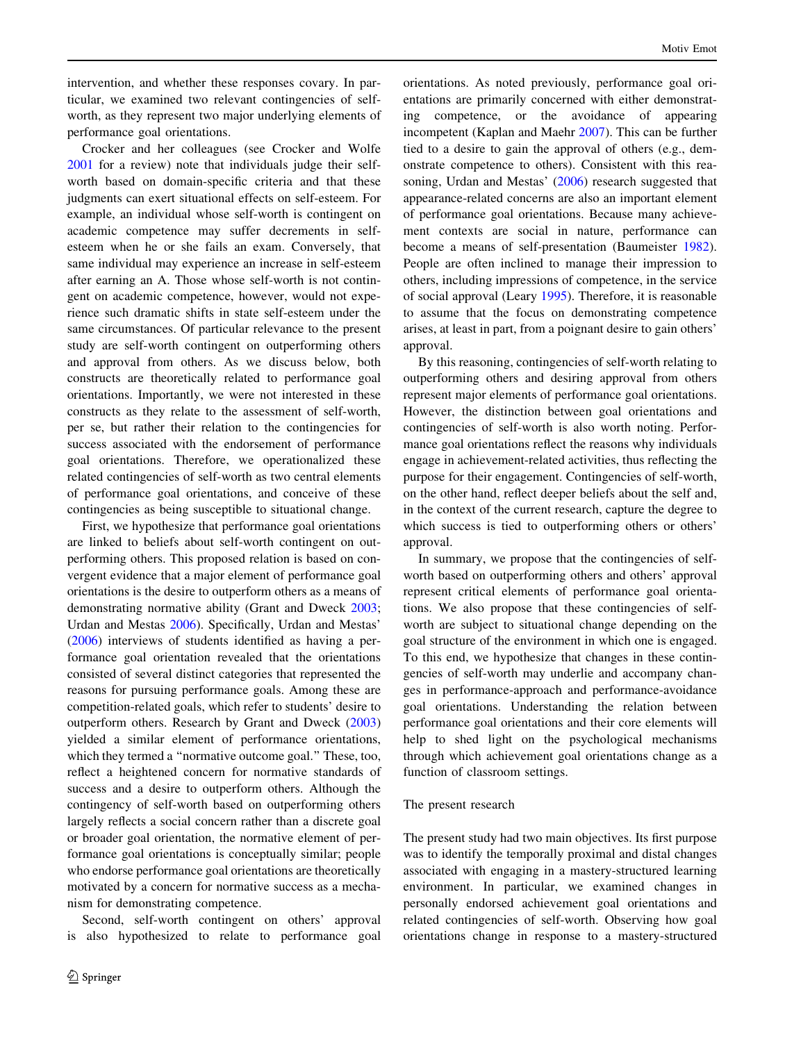intervention, and whether these responses covary. In particular, we examined two relevant contingencies of self-worth, as they represent two major underlying elements of performance goal orientations.

Crocker and her colleagues (see Crocker and Wolfe 2001 for a review) note that individuals judge their self-worth based on domain-specific criteria and that these judgments can exert situational effects on self-esteem. For example, an individual whose self-worth is contingent on academic competence may suffer decrements in self-esteem when he or she fails an exam. Conversely, that same individual may experience an increase in self-esteem after earning an A. Those whose self-worth is not contingent on academic competence, however, would not experience such dramatic shifts in state self-esteem under the same circumstances. Of particular relevance to the present study are self-worth contingent on outperforming others and approval from others. As we discuss below, both constructs are theoretically related to performance goal orientations. Importantly, we were not interested in these constructs as they relate to the assessment of self-worth, per se, but rather their relation to the contingencies for success associated with the endorsement of performance goal orientations. Therefore, we operationalized these related contingencies of self-worth as two central elements of performance goal orientations, and conceive of these contingencies as being susceptible to situational change.

First, we hypothesize that performance goal orientations are linked to beliefs about self-worth contingent on outperforming others. This proposed relation is based on convergent evidence that a major element of performance goal orientations is the desire to outperform others as a means of demonstrating normative ability (Grant and Dweck 2003; Urdan and Mestas 2006). Specifically, Urdan and Mestas' (2006) interviews of students identified as having a performance goal orientation revealed that the orientations consisted of several distinct categories that represented the reasons for pursuing performance goals. Among these are competition-related goals, which refer to students' desire to outperform others. Research by Grant and Dweck (2003) yielded a similar element of performance orientations, which they termed a "normative outcome goal." These, too, reflect a heightened concern for normative standards of success and a desire to outperform others. Although the contingency of self-worth based on outperforming others largely reflects a social concern rather than a discrete goal or broader goal orientation, the normative element of performance goal orientations is conceptually similar; people who endorse performance goal orientations are theoretically motivated by a concern for normative success as a mechanism for demonstrating competence.

Second, self-worth contingent on others' approval is also hypothesized to relate to performance goal orientations. As noted previously, performance goal orientations are primarily concerned with either demonstrating competence, or the avoidance of appearing incompetent (Kaplan and Maehr 2007). This can be further tied to a desire to gain the approval of others (e.g., demonstrate competence to others). Consistent with this reasoning, Urdan and Mestas' (2006) research suggested that appearance-related concerns are also an important element of performance goal orientations. Because many achievement contexts are social in nature, performance can become a means of self-presentation (Baumeister 1982). People are often inclined to manage their impression to others, including impressions of competence, in the service of social approval (Leary 1995). Therefore, it is reasonable to assume that the focus on demonstrating competence arises, at least in part, from a poignant desire to gain others' approval.

By this reasoning, contingencies of self-worth relating to outperforming others and desiring approval from others represent major elements of performance goal orientations. However, the distinction between goal orientations and contingencies of self-worth is also worth noting. Performance goal orientations reflect the reasons why individuals engage in achievement-related activities, thus reflecting the purpose for their engagement. Contingencies of self-worth, on the other hand, reflect deeper beliefs about the self and, in the context of the current research, capture the degree to which success is tied to outperforming others or others' approval.

In summary, we propose that the contingencies of self-worth based on outperforming others and others' approval represent critical elements of performance goal orientations. We also propose that these contingencies of self-worth are subject to situational change depending on the goal structure of the environment in which one is engaged. To this end, we hypothesize that changes in these contingencies of self-worth may underlie and accompany changes in performance-approach and performance-avoidance goal orientations. Understanding the relation between performance goal orientations and their core elements will help to shed light on the psychological mechanisms through which achievement goal orientations change as a function of classroom settings.

## The present research

The present study had two main objectives. Its first purpose was to identify the temporally proximal and distal changes associated with engaging in a mastery-structured learning environment. In particular, we examined changes in personally endorsed achievement goal orientations and related contingencies of self-worth. Observing how goal orientations change in response to a mastery-structured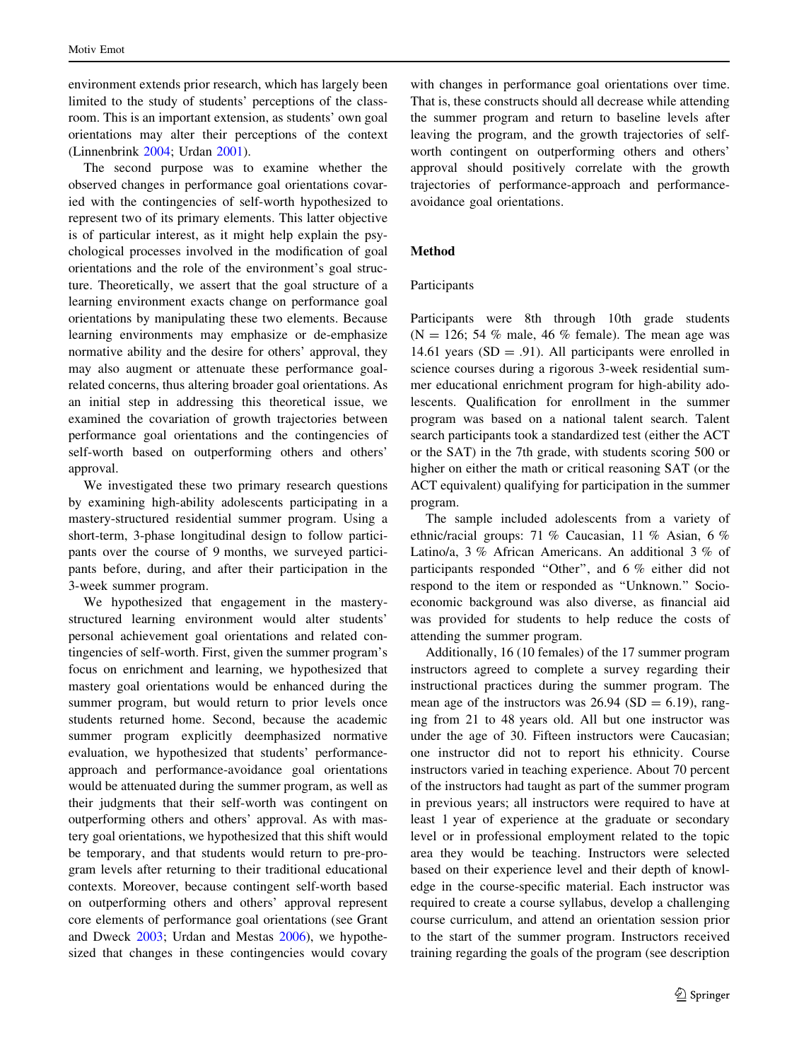environment extends prior research, which has largely been limited to the study of students' perceptions of the classroom. This is an important extension, as students' own goal orientations may alter their perceptions of the context (Linnenbrink 2004; Urdan 2001).

The second purpose was to examine whether the observed changes in performance goal orientations covaried with the contingencies of self-worth hypothesized to represent two of its primary elements. This latter objective is of particular interest, as it might help explain the psychological processes involved in the modification of goal orientations and the role of the environment's goal structure. Theoretically, we assert that the goal structure of a learning environment exacts change on performance goal orientations by manipulating these two elements. Because learning environments may emphasize or de-emphasize normative ability and the desire for others' approval, they may also augment or attenuate these performance goal-related concerns, thus altering broader goal orientations. As an initial step in addressing this theoretical issue, we examined the covariation of growth trajectories between performance goal orientations and the contingencies of self-worth based on outperforming others and others' approval.

We investigated these two primary research questions by examining high-ability adolescents participating in a mastery-structured residential summer program. Using a short-term, 3-phase longitudinal design to follow participants over the course of 9 months, we surveyed participants before, during, and after their participation in the 3-week summer program.

We hypothesized that engagement in the mastery-structured learning environment would alter students' personal achievement goal orientations and related contingencies of self-worth. First, given the summer program's focus on enrichment and learning, we hypothesized that mastery goal orientations would be enhanced during the summer program, but would return to prior levels once students returned home. Second, because the academic summer program explicitly deemphasized normative evaluation, we hypothesized that students' performance-approach and performance-avoidance goal orientations would be attenuated during the summer program, as well as their judgments that their self-worth was contingent on outperforming others and others' approval. As with mastery goal orientations, we hypothesized that this shift would be temporary, and that students would return to pre-program levels after returning to their traditional educational contexts. Moreover, because contingent self-worth based on outperforming others and others' approval represent core elements of performance goal orientations (see Grant and Dweck 2003; Urdan and Mestas 2006), we hypothesized that changes in these contingencies would covary with changes in performance goal orientations over time. That is, these constructs should all decrease while attending the summer program and return to baseline levels after leaving the program, and the growth trajectories of self-worth contingent on outperforming others and others' approval should positively correlate with the growth trajectories of performance-approach and performance-avoidance goal orientations.

## Method

### Participants

Participants were 8th through 10th grade students (N = 126; 54 % male, 46 % female). The mean age was 14.61 years (SD = .91). All participants were enrolled in science courses during a rigorous 3-week residential summer educational enrichment program for high-ability adolescents. Qualification for enrollment in the summer program was based on a national talent search. Talent search participants took a standardized test (either the ACT or the SAT) in the 7th grade, with students scoring 500 or higher on either the math or critical reasoning SAT (or the ACT equivalent) qualifying for participation in the summer program.

The sample included adolescents from a variety of ethnic/racial groups: 71 % Caucasian, 11 % Asian, 6 % Latino/a, 3 % African Americans. An additional 3 % of participants responded "Other", and 6 % either did not respond to the item or responded as "Unknown." Socioeconomic background was also diverse, as financial aid was provided for students to help reduce the costs of attending the summer program.

Additionally, 16 (10 females) of the 17 summer program instructors agreed to complete a survey regarding their instructional practices during the summer program. The mean age of the instructors was 26.94 (SD = 6.19), ranging from 21 to 48 years old. All but one instructor was under the age of 30. Fifteen instructors were Caucasian; one instructor did not to report his ethnicity. Course instructors varied in teaching experience. About 70 percent of the instructors had taught as part of the summer program in previous years; all instructors were required to have at least 1 year of experience at the graduate or secondary level or in professional employment related to the topic area they would be teaching. Instructors were selected based on their experience level and their depth of knowledge in the course-specific material. Each instructor was required to create a course syllabus, develop a challenging course curriculum, and attend an orientation session prior to the start of the summer program. Instructors received training regarding the goals of the program (see description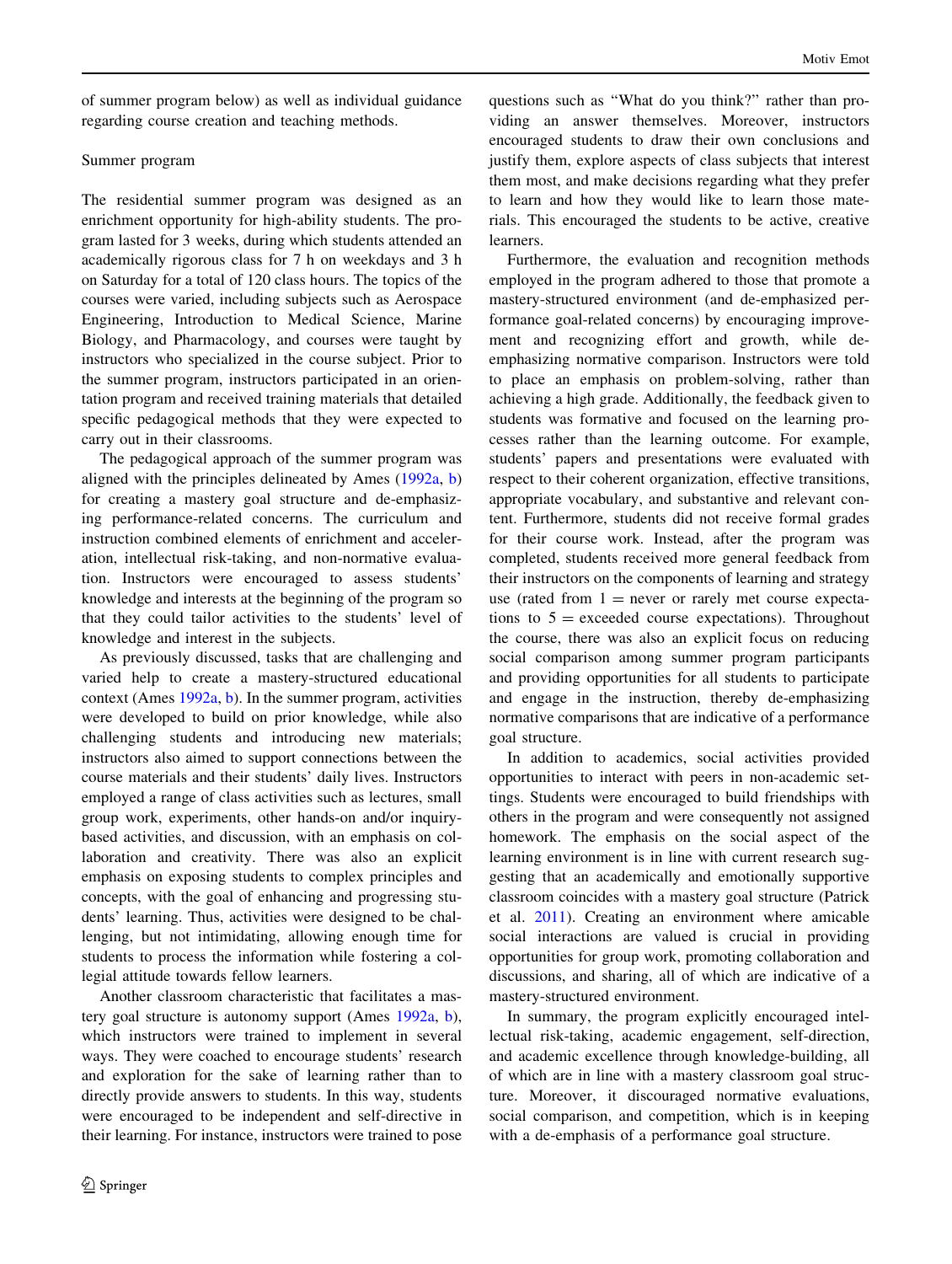of summer program below) as well as individual guidance regarding course creation and teaching methods.

### Summer program

The residential summer program was designed as an enrichment opportunity for high-ability students. The program lasted for 3 weeks, during which students attended an academically rigorous class for 7 h on weekdays and 3 h on Saturday for a total of 120 class hours. The topics of the courses were varied, including subjects such as Aerospace Engineering, Introduction to Medical Science, Marine Biology, and Pharmacology, and courses were taught by instructors who specialized in the course subject. Prior to the summer program, instructors participated in an orientation program and received training materials that detailed specific pedagogical methods that they were expected to carry out in their classrooms.

The pedagogical approach of the summer program was aligned with the principles delineated by Ames (1992a, b) for creating a mastery goal structure and de-emphasizing performance-related concerns. The curriculum and instruction combined elements of enrichment and acceleration, intellectual risk-taking, and non-normative evaluation. Instructors were encouraged to assess students' knowledge and interests at the beginning of the program so that they could tailor activities to the students' level of knowledge and interest in the subjects.

As previously discussed, tasks that are challenging and varied help to create a mastery-structured educational context (Ames 1992a, b). In the summer program, activities were developed to build on prior knowledge, while also challenging students and introducing new materials; instructors also aimed to support connections between the course materials and their students' daily lives. Instructors employed a range of class activities such as lectures, small group work, experiments, other hands-on and/or inquiry-based activities, and discussion, with an emphasis on collaboration and creativity. There was also an explicit emphasis on exposing students to complex principles and concepts, with the goal of enhancing and progressing students' learning. Thus, activities were designed to be challenging, but not intimidating, allowing enough time for students to process the information while fostering a collegial attitude towards fellow learners.

Another classroom characteristic that facilitates a mastery goal structure is autonomy support (Ames 1992a, b), which instructors were trained to implement in several ways. They were coached to encourage students' research and exploration for the sake of learning rather than to directly provide answers to students. In this way, students were encouraged to be independent and self-directive in their learning. For instance, instructors were trained to pose questions such as "What do you think?" rather than providing an answer themselves. Moreover, instructors encouraged students to draw their own conclusions and justify them, explore aspects of class subjects that interest them most, and make decisions regarding what they prefer to learn and how they would like to learn those materials. This encouraged the students to be active, creative learners.

Furthermore, the evaluation and recognition methods employed in the program adhered to those that promote a mastery-structured environment (and de-emphasized performance goal-related concerns) by encouraging improvement and recognizing effort and growth, while de-emphasizing normative comparison. Instructors were told to place an emphasis on problem-solving, rather than achieving a high grade. Additionally, the feedback given to students was formative and focused on the learning processes rather than the learning outcome. For example, students' papers and presentations were evaluated with respect to their coherent organization, effective transitions, appropriate vocabulary, and substantive and relevant content. Furthermore, students did not receive formal grades for their course work. Instead, after the program was completed, students received more general feedback from their instructors on the components of learning and strategy use (rated from 1 = never or rarely met course expectations to 5 = exceeded course expectations). Throughout the course, there was also an explicit focus on reducing social comparison among summer program participants and providing opportunities for all students to participate and engage in the instruction, thereby de-emphasizing normative comparisons that are indicative of a performance goal structure.

In addition to academics, social activities provided opportunities to interact with peers in non-academic settings. Students were encouraged to build friendships with others in the program and were consequently not assigned homework. The emphasis on the social aspect of the learning environment is in line with current research suggesting that an academically and emotionally supportive classroom coincides with a mastery goal structure (Patrick et al. 2011). Creating an environment where amicable social interactions are valued is crucial in providing opportunities for group work, promoting collaboration and discussions, and sharing, all of which are indicative of a mastery-structured environment.

In summary, the program explicitly encouraged intellectual risk-taking, academic engagement, self-direction, and academic excellence through knowledge-building, all of which are in line with a mastery classroom goal structure. Moreover, it discouraged normative evaluations, social comparison, and competition, which is in keeping with a de-emphasis of a performance goal structure.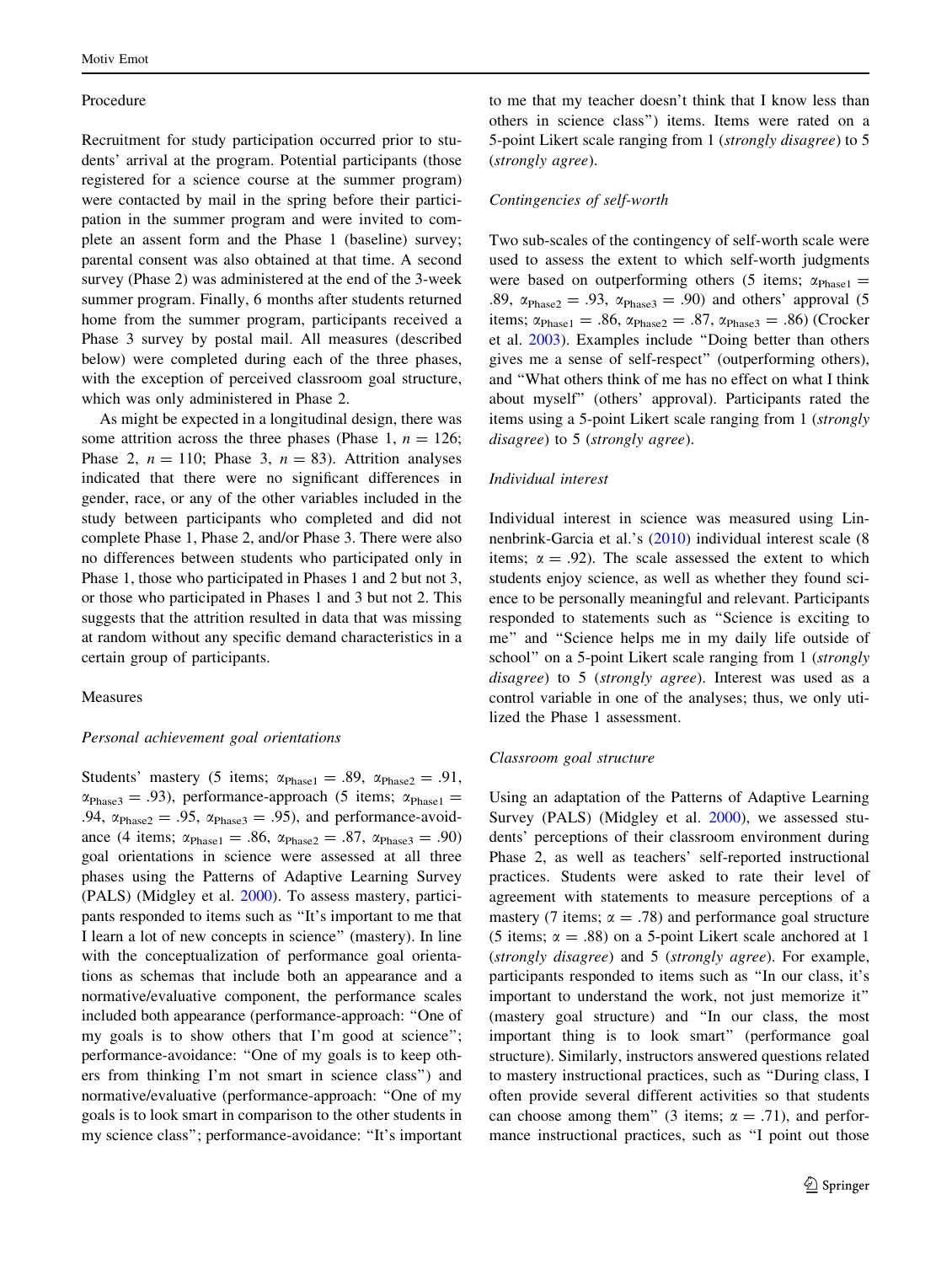### Procedure

Recruitment for study participation occurred prior to students' arrival at the program. Potential participants (those registered for a science course at the summer program) were contacted by mail in the spring before their participation in the summer program and were invited to complete an assent form and the Phase 1 (baseline) survey; parental consent was also obtained at that time. A second survey (Phase 2) was administered at the end of the 3-week summer program. Finally, 6 months after students returned home from the summer program, participants received a Phase 3 survey by postal mail. All measures (described below) were completed during each of the three phases, with the exception of perceived classroom goal structure, which was only administered in Phase 2.

As might be expected in a longitudinal design, there was some attrition across the three phases (Phase 1, $n = 126$; Phase 2, $n = 110$; Phase 3, $n = 83$). Attrition analyses indicated that there were no significant differences in gender, race, or any of the other variables included in the study between participants who completed and did not complete Phase 1, Phase 2, and/or Phase 3. There were also no differences between students who participated only in Phase 1, those who participated in Phases 1 and 2 but not 3, or those who participated in Phases 1 and 3 but not 2. This suggests that the attrition resulted in data that was missing at random without any specific demand characteristics in a certain group of participants.

### Measures

#### *Personal achievement goal orientations*

Students' mastery (5 items; $\alpha_{Phase1} = .89$, $\alpha_{Phase2} = .91$, $\alpha_{Phase3} = .93$), performance-approach (5 items; $\alpha_{Phase1} = .94$, $\alpha_{Phase2} = .95$, $\alpha_{Phase3} = .95$), and performance-avoidance (4 items; $\alpha_{Phase1} = .86$, $\alpha_{Phase2} = .87$, $\alpha_{Phase3} = .90$) goal orientations in science were assessed at all three phases using the Patterns of Adaptive Learning Survey (PALS) (Midgley et al. 2000). To assess mastery, participants responded to items such as "It's important to me that I learn a lot of new concepts in science" (mastery). In line with the conceptualization of performance goal orientations as schemas that include both an appearance and a normative/evaluative component, the performance scales included both appearance (performance-approach: "One of my goals is to show others that I'm good at science"; performance-avoidance: "One of my goals is to keep others from thinking I'm not smart in science class") and normative/evaluative (performance-approach: "One of my goals is to look smart in comparison to the other students in my science class"; performance-avoidance: "It's important to me that my teacher doesn't think that I know less than others in science class") items. Items were rated on a 5-point Likert scale ranging from 1 (*strongly disagree*) to 5 (*strongly agree*).

#### *Contingencies of self-worth*

Two sub-scales of the contingency of self-worth scale were used to assess the extent to which self-worth judgments were based on outperforming others (5 items; $\alpha_{Phase1} = .89$, $\alpha_{Phase2} = .93$, $\alpha_{Phase3} = .90$) and others' approval (5 items; $\alpha_{Phase1} = .86$, $\alpha_{Phase2} = .87$, $\alpha_{Phase3} = .86$) (Crocker et al. 2003). Examples include "Doing better than others gives me a sense of self-respect" (outperforming others), and "What others think of me has no effect on what I think about myself" (others' approval). Participants rated the items using a 5-point Likert scale ranging from 1 (*strongly disagree*) to 5 (*strongly agree*).

#### *Individual interest*

Individual interest in science was measured using Linnenbrink-Garcia et al.'s (2010) individual interest scale (8 items; $\alpha = .92$). The scale assessed the extent to which students enjoy science, as well as whether they found science to be personally meaningful and relevant. Participants responded to statements such as "Science is exciting to me" and "Science helps me in my daily life outside of school" on a 5-point Likert scale ranging from 1 (*strongly disagree*) to 5 (*strongly agree*). Interest was used as a control variable in one of the analyses; thus, we only utilized the Phase 1 assessment.

#### *Classroom goal structure*

Using an adaptation of the Patterns of Adaptive Learning Survey (PALS) (Midgley et al. 2000), we assessed students' perceptions of their classroom environment during Phase 2, as well as teachers' self-reported instructional practices. Students were asked to rate their level of agreement with statements to measure perceptions of a mastery (7 items; $\alpha = .78$) and performance goal structure (5 items; $\alpha = .88$) on a 5-point Likert scale anchored at 1 (*strongly disagree*) and 5 (*strongly agree*). For example, participants responded to items such as "In our class, it's important to understand the work, not just memorize it" (mastery goal structure) and "In our class, the most important thing is to look smart" (performance goal structure). Similarly, instructors answered questions related to mastery instructional practices, such as "During class, I often provide several different activities so that students can choose among them" (3 items; $\alpha = .71$), and performance instructional practices, such as "I point out those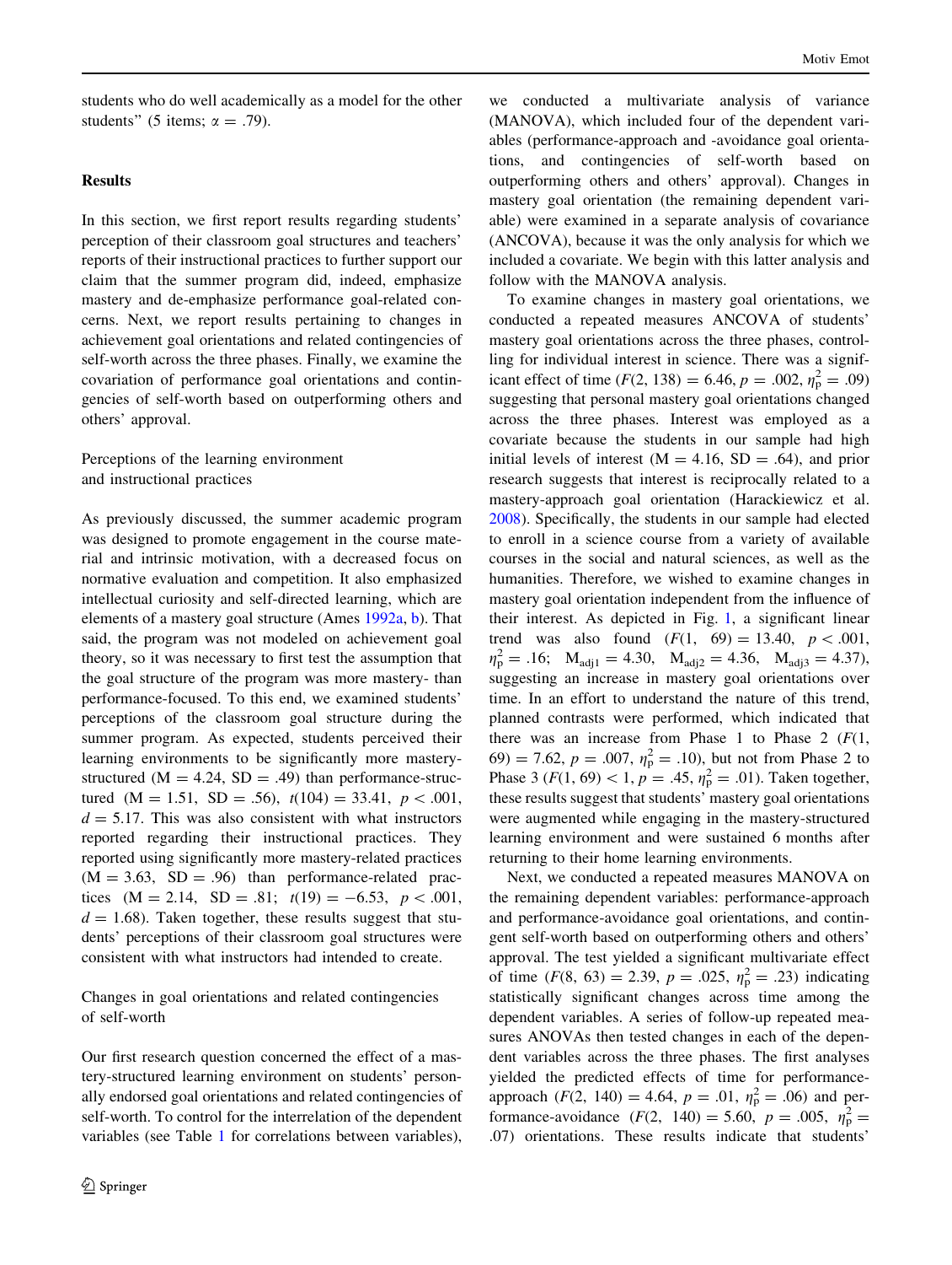students who do well academically as a model for the other students" (5 items; $\alpha = .79$).

## Results

In this section, we first report results regarding students' perception of their classroom goal structures and teachers' reports of their instructional practices to further support our claim that the summer program did, indeed, emphasize mastery and de-emphasize performance goal-related concerns. Next, we report results pertaining to changes in achievement goal orientations and related contingencies of self-worth across the three phases. Finally, we examine the covariation of performance goal orientations and contingencies of self-worth based on outperforming others and others' approval.

### Perceptions of the learning environment and instructional practices

As previously discussed, the summer academic program was designed to promote engagement in the course material and intrinsic motivation, with a decreased focus on normative evaluation and competition. It also emphasized intellectual curiosity and self-directed learning, which are elements of a mastery goal structure (Ames 1992a, b). That said, the program was not modeled on achievement goal theory, so it was necessary to first test the assumption that the goal structure of the program was more mastery- than performance-focused. To this end, we examined students' perceptions of the classroom goal structure during the summer program. As expected, students perceived their learning environments to be significantly more mastery-structured ($M = 4.24$, $SD = .49$) than performance-structured ($M = 1.51$, $SD = .56$), $t(104) = 33.41$, $p < .001$, $d = 5.17$. This was also consistent with what instructors reported regarding their instructional practices. They reported using significantly more mastery-related practices ($M = 3.63$, $SD = .96$) than performance-related practices ($M = 2.14$, $SD = .81$; $t(19) = -6.53$, $p < .001$, $d = 1.68$). Taken together, these results suggest that students' perceptions of their classroom goal structures were consistent with what instructors had intended to create.

### Changes in goal orientations and related contingencies of self-worth

Our first research question concerned the effect of a mastery-structured learning environment on students' personally endorsed goal orientations and related contingencies of self-worth. To control for the interrelation of the dependent variables (see Table 1 for correlations between variables), we conducted a multivariate analysis of variance (MANOVA), which included four of the dependent variables (performance-approach and -avoidance goal orientations, and contingencies of self-worth based on outperforming others and others' approval). Changes in mastery goal orientation (the remaining dependent variable) were examined in a separate analysis of covariance (ANCOVA), because it was the only analysis for which we included a covariate. We begin with this latter analysis and follow with the MANOVA analysis.

To examine changes in mastery goal orientations, we conducted a repeated measures ANCOVA of students' mastery goal orientations across the three phases, controlling for individual interest in science. There was a significant effect of time ($F(2, 138) = 6.46$, $p = .002$, $\eta_p^2 = .09$) suggesting that personal mastery goal orientations changed across the three phases. Interest was employed as a covariate because the students in our sample had high initial levels of interest ($M = 4.16$, $SD = .64$), and prior research suggests that interest is reciprocally related to a mastery-approach goal orientation (Harackiewicz et al. 2008). Specifically, the students in our sample had elected to enroll in a science course from a variety of available courses in the social and natural sciences, as well as the humanities. Therefore, we wished to examine changes in mastery goal orientation independent from the influence of their interest. As depicted in Fig. 1, a significant linear trend was also found ($F(1, 69) = 13.40$, $p < .001$, $\eta_p^2 = .16$; $M_{adj1} = 4.30$, $M_{adj2} = 4.36$, $M_{adj3} = 4.37$), suggesting an increase in mastery goal orientations over time. In an effort to understand the nature of this trend, planned contrasts were performed, which indicated that there was an increase from Phase 1 to Phase 2 ($F(1, 69) = 7.62$, $p = .007$, $\eta_p^2 = .10$), but not from Phase 2 to Phase 3 ($F(1, 69) < 1$, $p = .45$, $\eta_p^2 = .01$). Taken together, these results suggest that students' mastery goal orientations were augmented while engaging in the mastery-structured learning environment and were sustained 6 months after returning to their home learning environments.

Next, we conducted a repeated measures MANOVA on the remaining dependent variables: performance-approach and performance-avoidance goal orientations, and contingent self-worth based on outperforming others and others' approval. The test yielded a significant multivariate effect of time ($F(8, 63) = 2.39$, $p = .025$, $\eta_p^2 = .23$) indicating statistically significant changes across time among the dependent variables. A series of follow-up repeated measures ANOVAs then tested changes in each of the dependent variables across the three phases. The first analyses yielded the predicted effects of time for performance-approach ($F(2, 140) = 4.64$, $p = .01$, $\eta_p^2 = .06$) and performance-avoidance ($F(2, 140) = 5.60$, $p = .005$, $\eta_p^2 = .07$) orientations. These results indicate that students'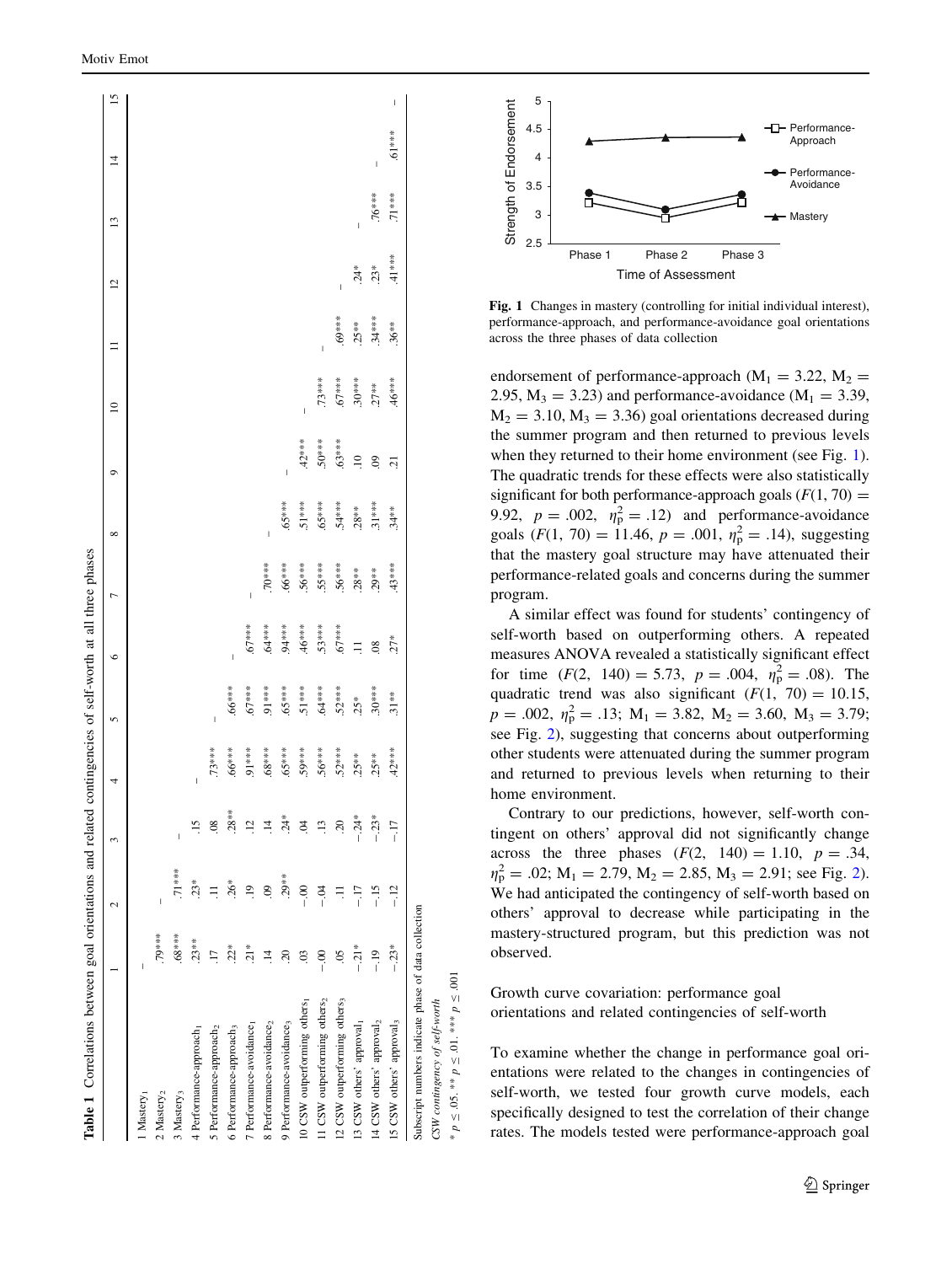**Table 1** Correlations between goal orientations and related contingencies of self-worth at all three phases

| | 1 | 2 | 3 | 4 | 5 | 6 | 7 | 8 | 9 | 10 | 11 | 12 | 13 | 14 | 15 |
|---|---|---|---|---|---|---|---|---|---|---|---|---|---|---|---|
| 1 Mastery$_1$ | – | | | | | | | | | | | | | | |
| 2 Mastery$_2$ | .79*** | – | | | | | | | | | | | | | |
| 3 Mastery$_3$ | .68*** | .71*** | – | | | | | | | | | | | | |
| 4 Performance-approach$_1$ | .23** | .23* | .15 | – | | | | | | | | | | | |
| 5 Performance-approach$_2$ | .17 | .11 | .08 | .73*** | – | | | | | | | | | | |
| 6 Performance-approach$_3$ | .22* | .26* | .28** | .66*** | .66*** | – | | | | | | | | | |
| 7 Performance-avoidance$_1$ | .21* | .19 | .12 | .91*** | .67*** | .67*** | – | | | | | | | | |
| 8 Performance-avoidance$_2$ | .14 | .09 | .14 | .68*** | .91*** | .64*** | .70*** | – | | | | | | | |
| 9 Performance-avoidance$_3$ | .20 | .29** | .24* | .65*** | .65*** | .94*** | .66*** | .65*** | – | | | | | | |
| 10 CSW outperforming others$_1$ | .03 | −.00 | .04 | .59*** | .51*** | .46*** | .56*** | .51*** | .42*** | – | | | | | |
| 11 CSW outperforming others$_2$ | −.00 | −.04 | .13 | .56*** | .64*** | .53*** | .55*** | .65*** | .50*** | .73*** | – | | | | |
| 12 CSW outperforming others$_3$ | .05 | .11 | .20 | .52*** | .52*** | .67*** | .56*** | .54*** | .63*** | .67*** | .69*** | – | | | |
| 13 CSW others' approval$_1$ | −.21* | −.17 | −.24* | .25** | .25* | .11 | .28** | .28** | .10 | .30*** | .25** | .24* | – | | |
| 14 CSW others' approval$_2$ | −.19 | −.15 | −.23* | .25** | .30*** | .08 | .29** | .31*** | .09 | .27** | .34*** | .23* | .76*** | – | |
| 15 CSW others' approval$_3$ | −.23* | −.12 | −.17 | .42*** | .31** | .27* | .43*** | .34** | .21 | .46*** | .36** | .41*** | .71*** | .61*** | – |

Subscript numbers indicate phase of data collection

*CSW contingency of self-worth*

* $p \leq .05$. ** $p \leq .01$. *** $p \leq .001$

**Fig. 1** Changes in mastery (controlling for initial individual interest), performance-approach, and performance-avoidance goal orientations across the three phases of data collection

endorsement of performance-approach ($M_1 = 3.22$, $M_2 = 2.95$, $M_3 = 3.23$) and performance-avoidance ($M_1 = 3.39$, $M_2 = 3.10$, $M_3 = 3.36$) goal orientations decreased during the summer program and then returned to previous levels when they returned to their home environment (see Fig. 1). The quadratic trends for these effects were also statistically significant for both performance-approach goals ($F(1, 70) = 9.92$, $p = .002$, $\eta_p^2 = .12$) and performance-avoidance goals ($F(1, 70) = 11.46$, $p = .001$, $\eta_p^2 = .14$), suggesting that the mastery goal structure may have attenuated their performance-related goals and concerns during the summer program.

A similar effect was found for students' contingency of self-worth based on outperforming others. A repeated measures ANOVA revealed a statistically significant effect for time ($F(2, 140) = 5.73$, $p = .004$, $\eta_p^2 = .08$). The quadratic trend was also significant ($F(1, 70) = 10.15$, $p = .002$, $\eta_p^2 = .13$; $M_1 = 3.82$, $M_2 = 3.60$, $M_3 = 3.79$; see Fig. 2), suggesting that concerns about outperforming other students were attenuated during the summer program and returned to previous levels when returning to their home environment.

Contrary to our predictions, however, self-worth contingent on others' approval did not significantly change across the three phases ($F(2, 140) = 1.10$, $p = .34$, $\eta_p^2 = .02$; $M_1 = 2.79$, $M_2 = 2.85$, $M_3 = 2.91$; see Fig. 2). We had anticipated the contingency of self-worth based on others' approval to decrease while participating in the mastery-structured program, but this prediction was not observed.

## Growth curve covariation: performance goal orientations and related contingencies of self-worth

To examine whether the change in performance goal orientations were related to the changes in contingencies of self-worth, we tested four growth curve models, each specifically designed to test the correlation of their change rates. The models tested were performance-approach goal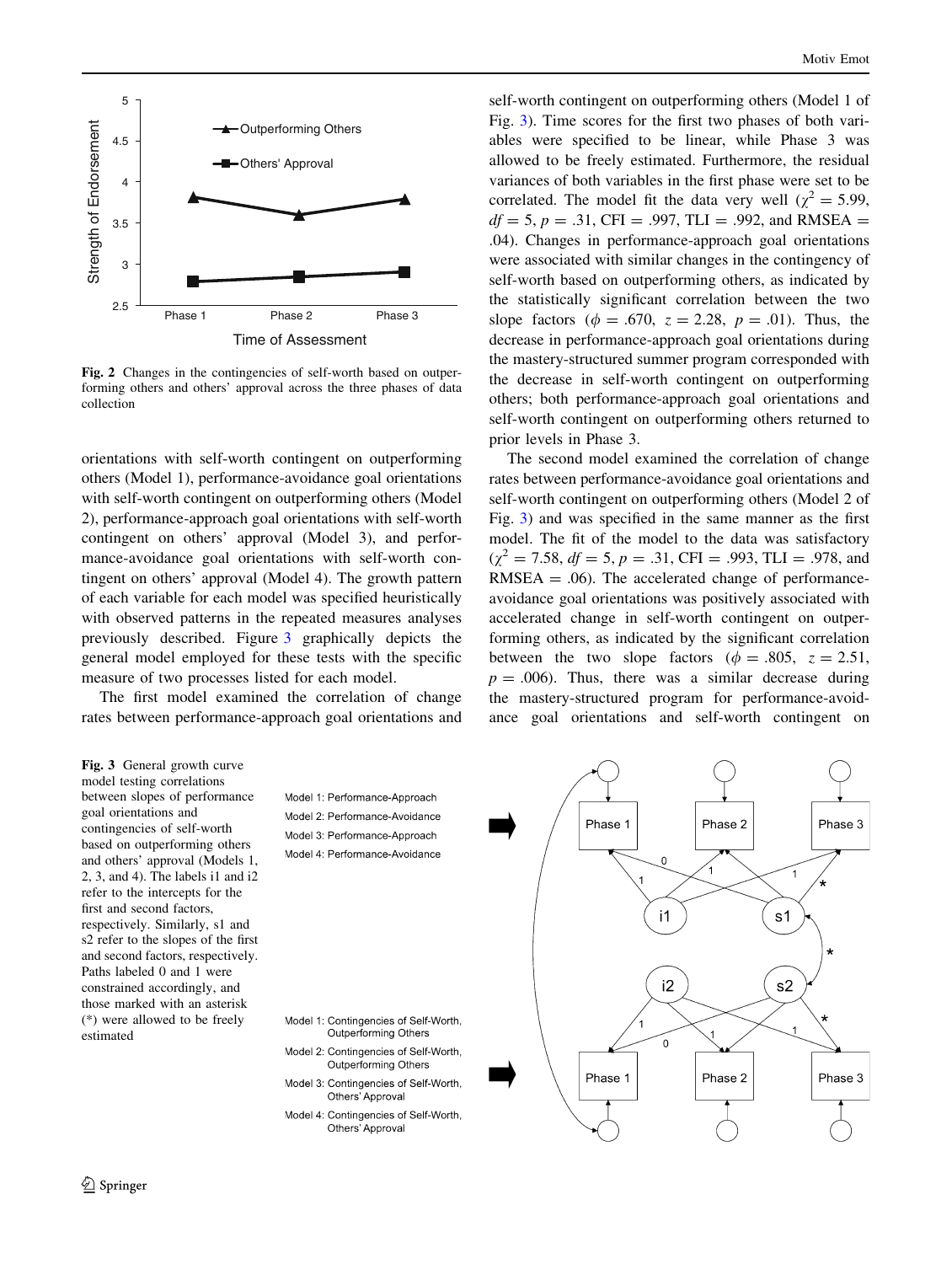Fig. 2 Changes in the contingencies of self-worth based on outperforming others and others' approval across the three phases of data collection

orientations with self-worth contingent on outperforming others (Model 1), performance-avoidance goal orientations with self-worth contingent on outperforming others (Model 2), performance-approach goal orientations with self-worth contingent on others' approval (Model 3), and performance-avoidance goal orientations with self-worth contingent on others' approval (Model 4). The growth pattern of each variable for each model was specified heuristically with observed patterns in the repeated measures analyses previously described. Figure 3 graphically depicts the general model employed for these tests with the specific measure of two processes listed for each model.

The first model examined the correlation of change rates between performance-approach goal orientations and self-worth contingent on outperforming others (Model 1 of Fig. 3). Time scores for the first two phases of both variables were specified to be linear, while Phase 3 was allowed to be freely estimated. Furthermore, the residual variances of both variables in the first phase were set to be correlated. The model fit the data very well ($\chi^2 = 5.99$, $df = 5$, $p = .31$, CFI = .997, TLI = .992, and RMSEA = .04). Changes in performance-approach goal orientations were associated with similar changes in the contingency of self-worth based on outperforming others, as indicated by the statistically significant correlation between the two slope factors ($\phi = .670$, $z = 2.28$, $p = .01$). Thus, the decrease in performance-approach goal orientations during the mastery-structured summer program corresponded with the decrease in self-worth contingent on outperforming others; both performance-approach goal orientations and self-worth contingent on outperforming others returned to prior levels in Phase 3.

The second model examined the correlation of change rates between performance-avoidance goal orientations and self-worth contingent on outperforming others (Model 2 of Fig. 3) and was specified in the same manner as the first model. The fit of the model to the data was satisfactory ($\chi^2 = 7.58$, $df = 5$, $p = .31$, CFI = .993, TLI = .978, and RMSEA = .06). The accelerated change of performance-avoidance goal orientations was positively associated with accelerated change in self-worth contingent on outperforming others, as indicated by the significant correlation between the two slope factors ($\phi = .805$, $z = 2.51$, $p = .006$). Thus, there was a similar decrease during the mastery-structured program for performance-avoidance goal orientations and self-worth contingent on

Fig. 3 General growth curve model testing correlations between slopes of performance goal orientations and contingencies of self-worth based on outperforming others and others' approval (Models 1, 2, 3, and 4). The labels i1 and i2 refer to the intercepts for the first and second factors, respectively. Similarly, s1 and s2 refer to the slopes of the first and second factors, respectively. Paths labeled 0 and 1 were constrained accordingly, and those marked with an asterisk (*) were allowed to be freely estimated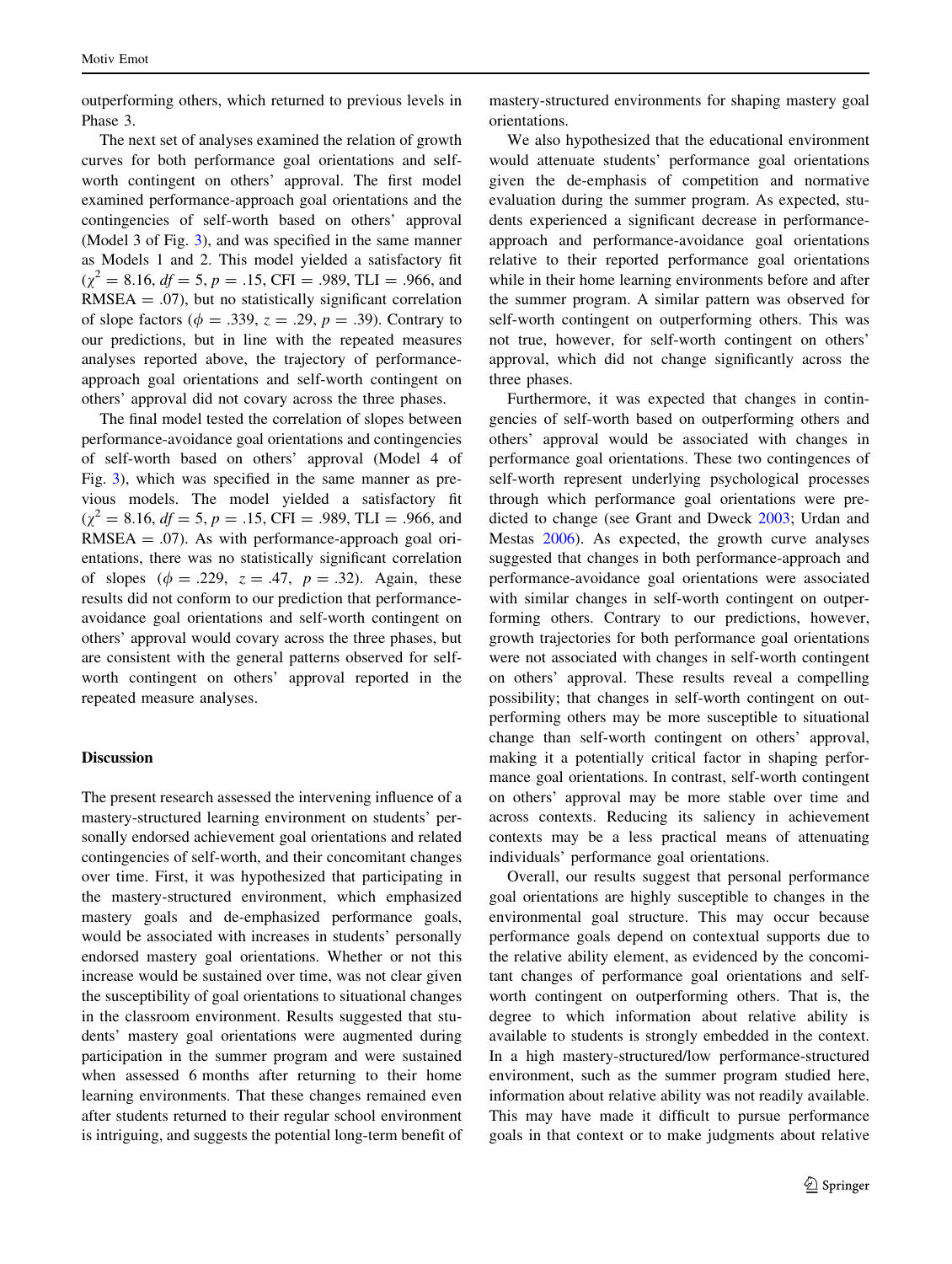outperforming others, which returned to previous levels in Phase 3.

The next set of analyses examined the relation of growth curves for both performance goal orientations and self-worth contingent on others' approval. The first model examined performance-approach goal orientations and the contingencies of self-worth based on others' approval (Model 3 of Fig. 3), and was specified in the same manner as Models 1 and 2. This model yielded a satisfactory fit ($\chi^2 = 8.16$, $df = 5$, $p = .15$, CFI $= .989$, TLI $= .966$, and RMSEA $= .07$), but no statistically significant correlation of slope factors ($\phi = .339$, $z = .29$, $p = .39$). Contrary to our predictions, but in line with the repeated measures analyses reported above, the trajectory of performance-approach goal orientations and self-worth contingent on others' approval did not covary across the three phases.

The final model tested the correlation of slopes between performance-avoidance goal orientations and contingencies of self-worth based on others' approval (Model 4 of Fig. 3), which was specified in the same manner as previous models. The model yielded a satisfactory fit ($\chi^2 = 8.16$, $df = 5$, $p = .15$, CFI $= .989$, TLI $= .966$, and RMSEA $= .07$). As with performance-approach goal orientations, there was no statistically significant correlation of slopes ($\phi = .229$, $z = .47$, $p = .32$). Again, these results did not conform to our prediction that performance-avoidance goal orientations and self-worth contingent on others' approval would covary across the three phases, but are consistent with the general patterns observed for self-worth contingent on others' approval reported in the repeated measure analyses.

## Discussion

The present research assessed the intervening influence of a mastery-structured learning environment on students' personally endorsed achievement goal orientations and related contingencies of self-worth, and their concomitant changes over time. First, it was hypothesized that participating in the mastery-structured environment, which emphasized mastery goals and de-emphasized performance goals, would be associated with increases in students' personally endorsed mastery goal orientations. Whether or not this increase would be sustained over time, was not clear given the susceptibility of goal orientations to situational changes in the classroom environment. Results suggested that students' mastery goal orientations were augmented during participation in the summer program and were sustained when assessed 6 months after returning to their home learning environments. That these changes remained even after students returned to their regular school environment is intriguing, and suggests the potential long-term benefit of mastery-structured environments for shaping mastery goal orientations.

We also hypothesized that the educational environment would attenuate students' performance goal orientations given the de-emphasis of competition and normative evaluation during the summer program. As expected, students experienced a significant decrease in performance-approach and performance-avoidance goal orientations relative to their reported performance goal orientations while in their home learning environments before and after the summer program. A similar pattern was observed for self-worth contingent on outperforming others. This was not true, however, for self-worth contingent on others' approval, which did not change significantly across the three phases.

Furthermore, it was expected that changes in contingencies of self-worth based on outperforming others and others' approval would be associated with changes in performance goal orientations. These two contingences of self-worth represent underlying psychological processes through which performance goal orientations were predicted to change (see Grant and Dweck 2003; Urdan and Mestas 2006). As expected, the growth curve analyses suggested that changes in both performance-approach and performance-avoidance goal orientations were associated with similar changes in self-worth contingent on outperforming others. Contrary to our predictions, however, growth trajectories for both performance goal orientations were not associated with changes in self-worth contingent on others' approval. These results reveal a compelling possibility; that changes in self-worth contingent on outperforming others may be more susceptible to situational change than self-worth contingent on others' approval, making it a potentially critical factor in shaping performance goal orientations. In contrast, self-worth contingent on others' approval may be more stable over time and across contexts. Reducing its saliency in achievement contexts may be a less practical means of attenuating individuals' performance goal orientations.

Overall, our results suggest that personal performance goal orientations are highly susceptible to changes in the environmental goal structure. This may occur because performance goals depend on contextual supports due to the relative ability element, as evidenced by the concomitant changes of performance goal orientations and self-worth contingent on outperforming others. That is, the degree to which information about relative ability is available to students is strongly embedded in the context. In a high mastery-structured/low performance-structured environment, such as the summer program studied here, information about relative ability was not readily available. This may have made it difficult to pursue performance goals in that context or to make judgments about relative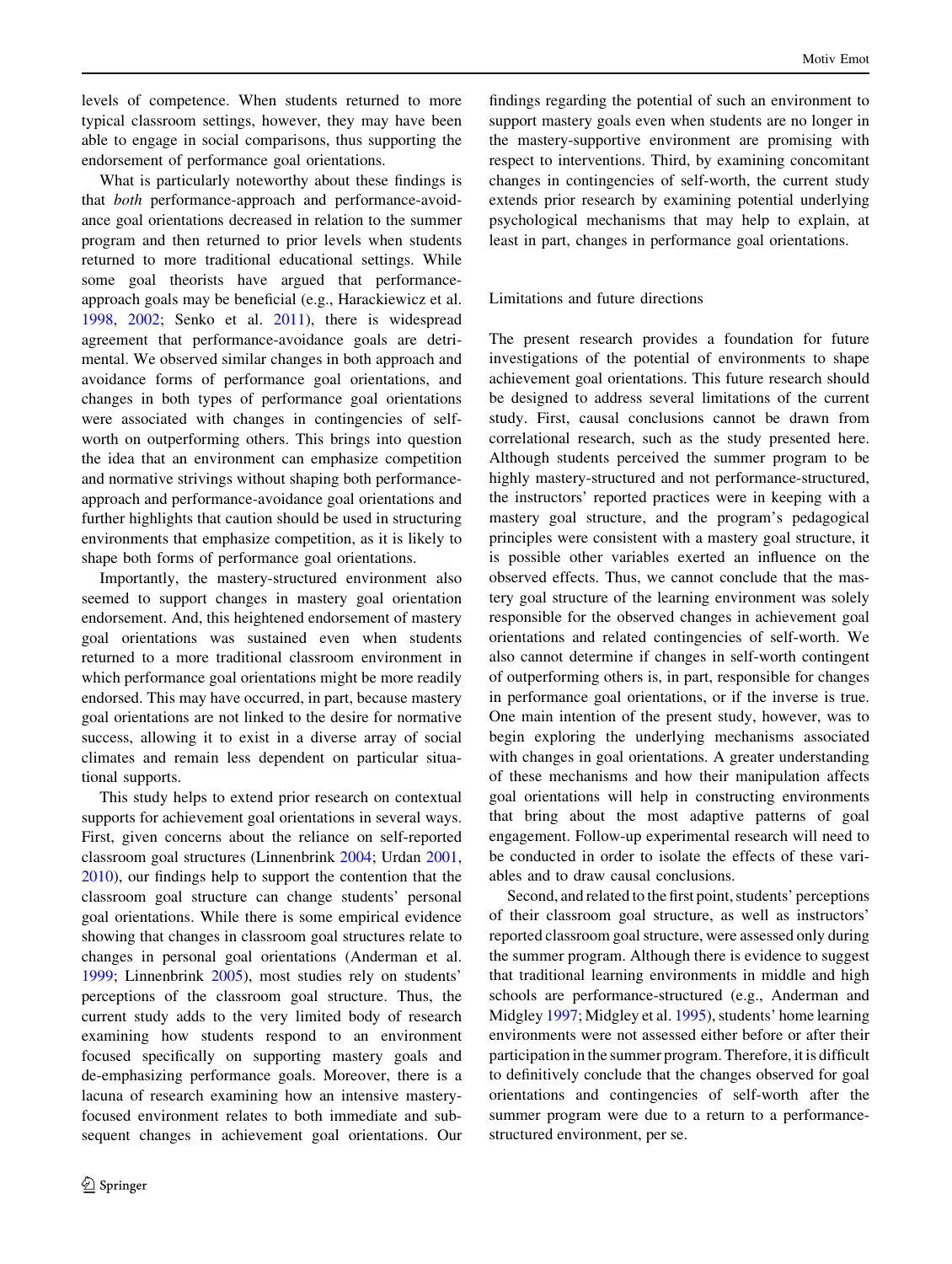levels of competence. When students returned to more typical classroom settings, however, they may have been able to engage in social comparisons, thus supporting the endorsement of performance goal orientations.

What is particularly noteworthy about these findings is that *both* performance-approach and performance-avoidance goal orientations decreased in relation to the summer program and then returned to prior levels when students returned to more traditional educational settings. While some goal theorists have argued that performance-approach goals may be beneficial (e.g., Harackiewicz et al. 1998, 2002; Senko et al. 2011), there is widespread agreement that performance-avoidance goals are detrimental. We observed similar changes in both approach and avoidance forms of performance goal orientations, and changes in both types of performance goal orientations were associated with changes in contingencies of self-worth on outperforming others. This brings into question the idea that an environment can emphasize competition and normative strivings without shaping both performance-approach and performance-avoidance goal orientations and further highlights that caution should be used in structuring environments that emphasize competition, as it is likely to shape both forms of performance goal orientations.

Importantly, the mastery-structured environment also seemed to support changes in mastery goal orientation endorsement. And, this heightened endorsement of mastery goal orientations was sustained even when students returned to a more traditional classroom environment in which performance goal orientations might be more readily endorsed. This may have occurred, in part, because mastery goal orientations are not linked to the desire for normative success, allowing it to exist in a diverse array of social climates and remain less dependent on particular situational supports.

This study helps to extend prior research on contextual supports for achievement goal orientations in several ways. First, given concerns about the reliance on self-reported classroom goal structures (Linnenbrink 2004; Urdan 2001, 2010), our findings help to support the contention that the classroom goal structure can change students' personal goal orientations. While there is some empirical evidence showing that changes in classroom goal structures relate to changes in personal goal orientations (Anderman et al. 1999; Linnenbrink 2005), most studies rely on students' perceptions of the classroom goal structure. Thus, the current study adds to the very limited body of research examining how students respond to an environment focused specifically on supporting mastery goals and de-emphasizing performance goals. Moreover, there is a lacuna of research examining how an intensive mastery-focused environment relates to both immediate and subsequent changes in achievement goal orientations. Our findings regarding the potential of such an environment to support mastery goals even when students are no longer in the mastery-supportive environment are promising with respect to interventions. Third, by examining concomitant changes in contingencies of self-worth, the current study extends prior research by examining potential underlying psychological mechanisms that may help to explain, at least in part, changes in performance goal orientations.

## Limitations and future directions

The present research provides a foundation for future investigations of the potential of environments to shape achievement goal orientations. This future research should be designed to address several limitations of the current study. First, causal conclusions cannot be drawn from correlational research, such as the study presented here. Although students perceived the summer program to be highly mastery-structured and not performance-structured, the instructors' reported practices were in keeping with a mastery goal structure, and the program's pedagogical principles were consistent with a mastery goal structure, it is possible other variables exerted an influence on the observed effects. Thus, we cannot conclude that the mastery goal structure of the learning environment was solely responsible for the observed changes in achievement goal orientations and related contingencies of self-worth. We also cannot determine if changes in self-worth contingent of outperforming others is, in part, responsible for changes in performance goal orientations, or if the inverse is true. One main intention of the present study, however, was to begin exploring the underlying mechanisms associated with changes in goal orientations. A greater understanding of these mechanisms and how their manipulation affects goal orientations will help in constructing environments that bring about the most adaptive patterns of goal engagement. Follow-up experimental research will need to be conducted in order to isolate the effects of these variables and to draw causal conclusions.

Second, and related to the first point, students' perceptions of their classroom goal structure, as well as instructors' reported classroom goal structure, were assessed only during the summer program. Although there is evidence to suggest that traditional learning environments in middle and high schools are performance-structured (e.g., Anderman and Midgley 1997; Midgley et al. 1995), students' home learning environments were not assessed either before or after their participation in the summer program. Therefore, it is difficult to definitively conclude that the changes observed for goal orientations and contingencies of self-worth after the summer program were due to a return to a performance-structured environment, per se.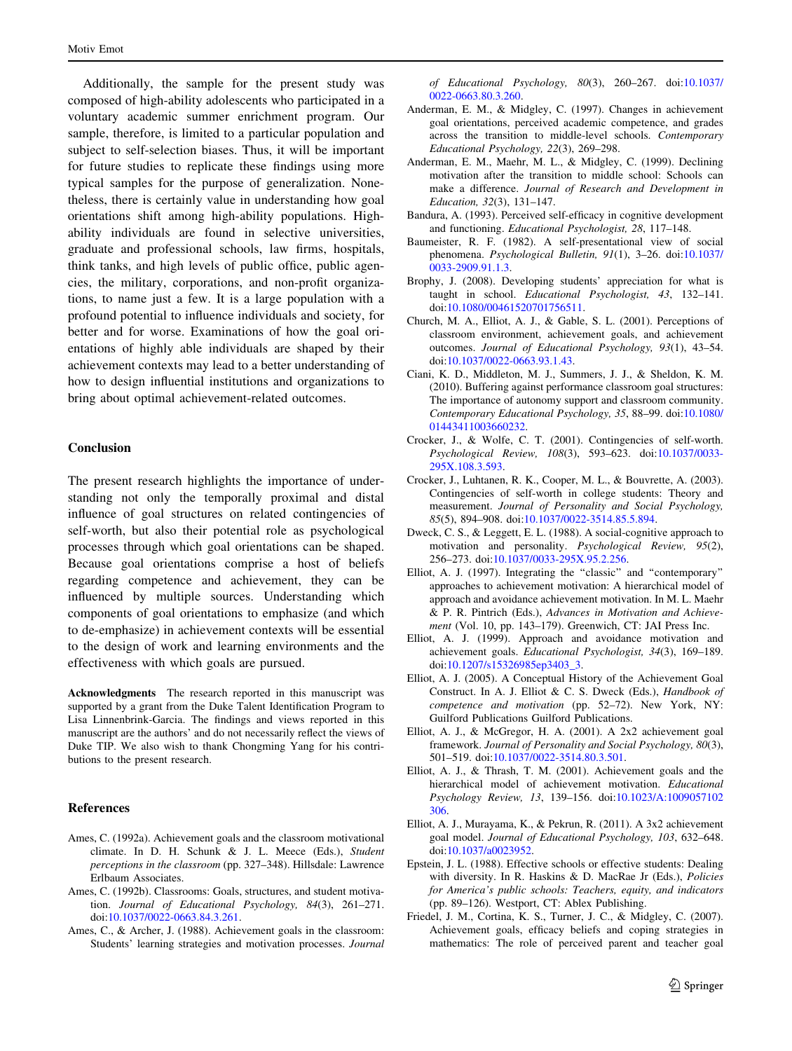Additionally, the sample for the present study was composed of high-ability adolescents who participated in a voluntary academic summer enrichment program. Our sample, therefore, is limited to a particular population and subject to self-selection biases. Thus, it will be important for future studies to replicate these findings using more typical samples for the purpose of generalization. Nonetheless, there is certainly value in understanding how goal orientations shift among high-ability populations. High-ability individuals are found in selective universities, graduate and professional schools, law firms, hospitals, think tanks, and high levels of public office, public agencies, the military, corporations, and non-profit organizations, to name just a few. It is a large population with a profound potential to influence individuals and society, for better and for worse. Examinations of how the goal orientations of highly able individuals are shaped by their achievement contexts may lead to a better understanding of how to design influential institutions and organizations to bring about optimal achievement-related outcomes.

## Conclusion

The present research highlights the importance of understanding not only the temporally proximal and distal influence of goal structures on related contingencies of self-worth, but also their potential role as psychological processes through which goal orientations can be shaped. Because goal orientations comprise a host of beliefs regarding competence and achievement, they can be influenced by multiple sources. Understanding which components of goal orientations to emphasize (and which to de-emphasize) in achievement contexts will be essential to the design of work and learning environments and the effectiveness with which goals are pursued.

**Acknowledgments** The research reported in this manuscript was supported by a grant from the Duke Talent Identification Program to Lisa Linnenbrink-Garcia. The findings and views reported in this manuscript are the authors' and do not necessarily reflect the views of Duke TIP. We also wish to thank Chongming Yang for his contributions to the present research.

## References

Ames, C. (1992a). Achievement goals and the classroom motivational climate. In D. H. Schunk & J. L. Meece (Eds.), *Student perceptions in the classroom* (pp. 327–348). Hillsdale: Lawrence Erlbaum Associates.

Ames, C. (1992b). Classrooms: Goals, structures, and student motivation. *Journal of Educational Psychology, 84*(3), 261–271. doi:10.1037/0022-0663.84.3.261.

Ames, C., & Archer, J. (1988). Achievement goals in the classroom: Students' learning strategies and motivation processes. *Journal of Educational Psychology, 80*(3), 260–267. doi:10.1037/0022-0663.80.3.260.

Anderman, E. M., & Midgley, C. (1997). Changes in achievement goal orientations, perceived academic competence, and grades across the transition to middle-level schools. *Contemporary Educational Psychology, 22*(3), 269–298.

Anderman, E. M., Maehr, M. L., & Midgley, C. (1999). Declining motivation after the transition to middle school: Schools can make a difference. *Journal of Research and Development in Education, 32*(3), 131–147.

Bandura, A. (1993). Perceived self-efficacy in cognitive development and functioning. *Educational Psychologist, 28*, 117–148.

Baumeister, R. F. (1982). A self-presentational view of social phenomena. *Psychological Bulletin, 91*(1), 3–26. doi:10.1037/0033-2909.91.1.3.

Brophy, J. (2008). Developing students' appreciation for what is taught in school. *Educational Psychologist, 43*, 132–141. doi:10.1080/00461520701756511.

Church, M. A., Elliot, A. J., & Gable, S. L. (2001). Perceptions of classroom environment, achievement goals, and achievement outcomes. *Journal of Educational Psychology, 93*(1), 43–54. doi:10.1037/0022-0663.93.1.43.

Ciani, K. D., Middleton, M. J., Summers, J. J., & Sheldon, K. M. (2010). Buffering against performance classroom goal structures: The importance of autonomy support and classroom community. *Contemporary Educational Psychology, 35*, 88–99. doi:10.1080/01443411003660232.

Crocker, J., & Wolfe, C. T. (2001). Contingencies of self-worth. *Psychological Review, 108*(3), 593–623. doi:10.1037/0033-295X.108.3.593.

Crocker, J., Luhtanen, R. K., Cooper, M. L., & Bouvrette, A. (2003). Contingencies of self-worth in college students: Theory and measurement. *Journal of Personality and Social Psychology, 85*(5), 894–908. doi:10.1037/0022-3514.85.5.894.

Dweck, C. S., & Leggett, E. L. (1988). A social-cognitive approach to motivation and personality. *Psychological Review, 95*(2), 256–273. doi:10.1037/0033-295X.95.2.256.

Elliot, A. J. (1997). Integrating the "classic" and "contemporary" approaches to achievement motivation: A hierarchical model of approach and avoidance achievement motivation. In M. L. Maehr & P. R. Pintrich (Eds.), *Advances in Motivation and Achievement* (Vol. 10, pp. 143–179). Greenwich, CT: JAI Press Inc.

Elliot, A. J. (1999). Approach and avoidance motivation and achievement goals. *Educational Psychologist, 34*(3), 169–189. doi:10.1207/s15326985ep3403_3.

Elliot, A. J. (2005). A Conceptual History of the Achievement Goal Construct. In A. J. Elliot & C. S. Dweck (Eds.), *Handbook of competence and motivation* (pp. 52–72). New York, NY: Guilford Publications Guilford Publications.

Elliot, A. J., & McGregor, H. A. (2001). A 2x2 achievement goal framework. *Journal of Personality and Social Psychology, 80*(3), 501–519. doi:10.1037/0022-3514.80.3.501.

Elliot, A. J., & Thrash, T. M. (2001). Achievement goals and the hierarchical model of achievement motivation. *Educational Psychology Review, 13*, 139–156. doi:10.1023/A:1009057102306.

Elliot, A. J., Murayama, K., & Pekrun, R. (2011). A 3x2 achievement goal model. *Journal of Educational Psychology, 103*, 632–648. doi:10.1037/a0023952.

Epstein, J. L. (1988). Effective schools or effective students: Dealing with diversity. In R. Haskins & D. MacRae Jr (Eds.), *Policies for America's public schools: Teachers, equity, and indicators* (pp. 89–126). Westport, CT: Ablex Publishing.

Friedel, J. M., Cortina, K. S., Turner, J. C., & Midgley, C. (2007). Achievement goals, efficacy beliefs and coping strategies in mathematics: The role of perceived parent and teacher goal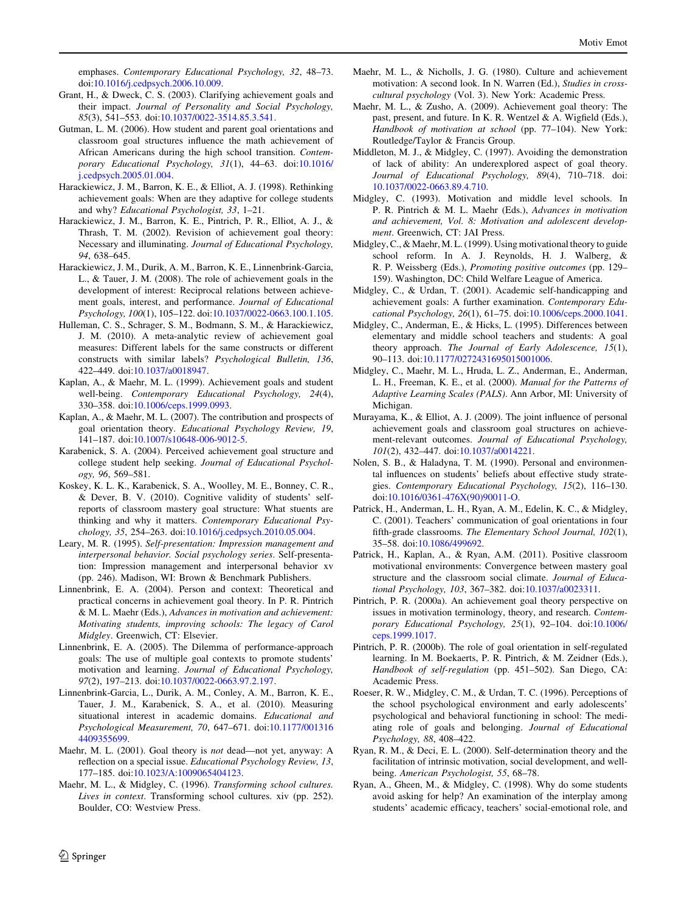emphases. *Contemporary Educational Psychology, 32*, 48–73. doi:10.1016/j.cedpsych.2006.10.009.

Grant, H., & Dweck, C. S. (2003). Clarifying achievement goals and their impact. *Journal of Personality and Social Psychology, 85*(3), 541–553. doi:10.1037/0022-3514.85.3.541.

Gutman, L. M. (2006). How student and parent goal orientations and classroom goal structures influence the math achievement of African Americans during the high school transition. *Contemporary Educational Psychology, 31*(1), 44–63. doi:10.1016/j.cedpsych.2005.01.004.

Harackiewicz, J. M., Barron, K. E., & Elliot, A. J. (1998). Rethinking achievement goals: When are they adaptive for college students and why? *Educational Psychologist, 33*, 1–21.

Harackiewicz, J. M., Barron, K. E., Pintrich, P. R., Elliot, A. J., & Thrash, T. M. (2002). Revision of achievement goal theory: Necessary and illuminating. *Journal of Educational Psychology, 94*, 638–645.

Harackiewicz, J. M., Durik, A. M., Barron, K. E., Linnenbrink-Garcia, L., & Tauer, J. M. (2008). The role of achievement goals in the development of interest: Reciprocal relations between achievement goals, interest, and performance. *Journal of Educational Psychology, 100*(1), 105–122. doi:10.1037/0022-0663.100.1.105.

Hulleman, C. S., Schrager, S. M., Bodmann, S. M., & Harackiewicz, J. M. (2010). A meta-analytic review of achievement goal measures: Different labels for the same constructs or different constructs with similar labels? *Psychological Bulletin, 136*, 422–449. doi:10.1037/a0018947.

Kaplan, A., & Maehr, M. L. (1999). Achievement goals and student well-being. *Contemporary Educational Psychology, 24*(4), 330–358. doi:10.1006/ceps.1999.0993.

Kaplan, A., & Maehr, M. L. (2007). The contribution and prospects of goal orientation theory. *Educational Psychology Review, 19*, 141–187. doi:10.1007/s10648-006-9012-5.

Karabenick, S. A. (2004). Perceived achievement goal structure and college student help seeking. *Journal of Educational Psychology, 96*, 569–581.

Koskey, K. L. K., Karabenick, S. A., Woolley, M. E., Bonney, C. R., & Dever, B. V. (2010). Cognitive validity of students' self-reports of classroom mastery goal structure: What stuents are thinking and why it matters. *Contemporary Educational Psychology, 35*, 254–263. doi:10.1016/j.cedpsych.2010.05.004.

Leary, M. R. (1995). *Self-presentation: Impression management and interpersonal behavior. Social psychology series*. Self-presentation: Impression management and interpersonal behavior xv (pp. 246). Madison, WI: Brown & Benchmark Publishers.

Linnenbrink, E. A. (2004). Person and context: Theoretical and practical concerns in achievement goal theory. In P. R. Pintrich & M. L. Maehr (Eds.), *Advances in motivation and achievement: Motivating students, improving schools: The legacy of Carol Midgley*. Greenwich, CT: Elsevier.

Linnenbrink, E. A. (2005). The Dilemma of performance-approach goals: The use of multiple goal contexts to promote students' motivation and learning. *Journal of Educational Psychology, 97*(2), 197–213. doi:10.1037/0022-0663.97.2.197.

Linnenbrink-Garcia, L., Durik, A. M., Conley, A. M., Barron, K. E., Tauer, J. M., Karabenick, S. A., et al. (2010). Measuring situational interest in academic domains. *Educational and Psychological Measurement, 70*, 647–671. doi:10.1177/0013164409355699.

Maehr, M. L. (2001). Goal theory is *not* dead—not yet, anyway: A reflection on a special issue. *Educational Psychology Review, 13*, 177–185. doi:10.1023/A:1009065404123.

Maehr, M. L., & Midgley, C. (1996). *Transforming school cultures. Lives in context*. Transforming school cultures. xiv (pp. 252). Boulder, CO: Westview Press.

Maehr, M. L., & Nicholls, J. G. (1980). Culture and achievement motivation: A second look. In N. Warren (Ed.), *Studies in cross-cultural psychology* (Vol. 3). New York: Academic Press.

Maehr, M. L., & Zusho, A. (2009). Achievement goal theory: The past, present, and future. In K. R. Wentzel & A. Wigfield (Eds.), *Handbook of motivation at school* (pp. 77–104). New York: Routledge/Taylor & Francis Group.

Middleton, M. J., & Midgley, C. (1997). Avoiding the demonstration of lack of ability: An underexplored aspect of goal theory. *Journal of Educational Psychology, 89*(4), 710–718. doi:10.1037/0022-0663.89.4.710.

Midgley, C. (1993). Motivation and middle level schools. In P. R. Pintrich & M. L. Maehr (Eds.), *Advances in motivation and achievement, Vol. 8: Motivation and adolescent development*. Greenwich, CT: JAI Press.

Midgley, C., & Maehr, M. L. (1999). Using motivational theory to guide school reform. In A. J. Reynolds, H. J. Walberg, & R. P. Weissberg (Eds.), *Promoting positive outcomes* (pp. 129–159). Washington, DC: Child Welfare League of America.

Midgley, C., & Urdan, T. (2001). Academic self-handicapping and achievement goals: A further examination. *Contemporary Educational Psychology, 26*(1), 61–75. doi:10.1006/ceps.2000.1041.

Midgley, C., Anderman, E., & Hicks, L. (1995). Differences between elementary and middle school teachers and students: A goal theory approach. *The Journal of Early Adolescence, 15*(1), 90–113. doi:10.1177/0272431695015001006.

Midgley, C., Maehr, M. L., Hruda, L. Z., Anderman, E., Anderman, L. H., Freeman, K. E., et al. (2000). *Manual for the Patterns of Adaptive Learning Scales (PALS)*. Ann Arbor, MI: University of Michigan.

Murayama, K., & Elliot, A. J. (2009). The joint influence of personal achievement goals and classroom goal structures on achievement-relevant outcomes. *Journal of Educational Psychology, 101*(2), 432–447. doi:10.1037/a0014221.

Nolen, S. B., & Haladyna, T. M. (1990). Personal and environmental influences on students' beliefs about effective study strategies. *Contemporary Educational Psychology, 15*(2), 116–130. doi:10.1016/0361-476X(90)90011-O.

Patrick, H., Anderman, L. H., Ryan, A. M., Edelin, K. C., & Midgley, C. (2001). Teachers' communication of goal orientations in four fifth-grade classrooms. *The Elementary School Journal, 102*(1), 35–58. doi:10.1086/499692.

Patrick, H., Kaplan, A., & Ryan, A.M. (2011). Positive classroom motivational environments: Convergence between mastery goal structure and the classroom social climate. *Journal of Educational Psychology, 103*, 367–382. doi:10.1037/a0023311.

Pintrich, P. R. (2000a). An achievement goal theory perspective on issues in motivation terminology, theory, and research. *Contemporary Educational Psychology, 25*(1), 92–104. doi:10.1006/ceps.1999.1017.

Pintrich, P. R. (2000b). The role of goal orientation in self-regulated learning. In M. Boekaerts, P. R. Pintrich, & M. Zeidner (Eds.), *Handbook of self-regulation* (pp. 451–502). San Diego, CA: Academic Press.

Roeser, R. W., Midgley, C. M., & Urdan, T. C. (1996). Perceptions of the school psychological environment and early adolescents' psychological and behavioral functioning in school: The mediating role of goals and belonging. *Journal of Educational Psychology, 88*, 408–422.

Ryan, R. M., & Deci, E. L. (2000). Self-determination theory and the facilitation of intrinsic motivation, social development, and well-being. *American Psychologist, 55*, 68–78.

Ryan, A., Gheen, M., & Midgley, C. (1998). Why do some students avoid asking for help? An examination of the interplay among students' academic efficacy, teachers' social-emotional role, and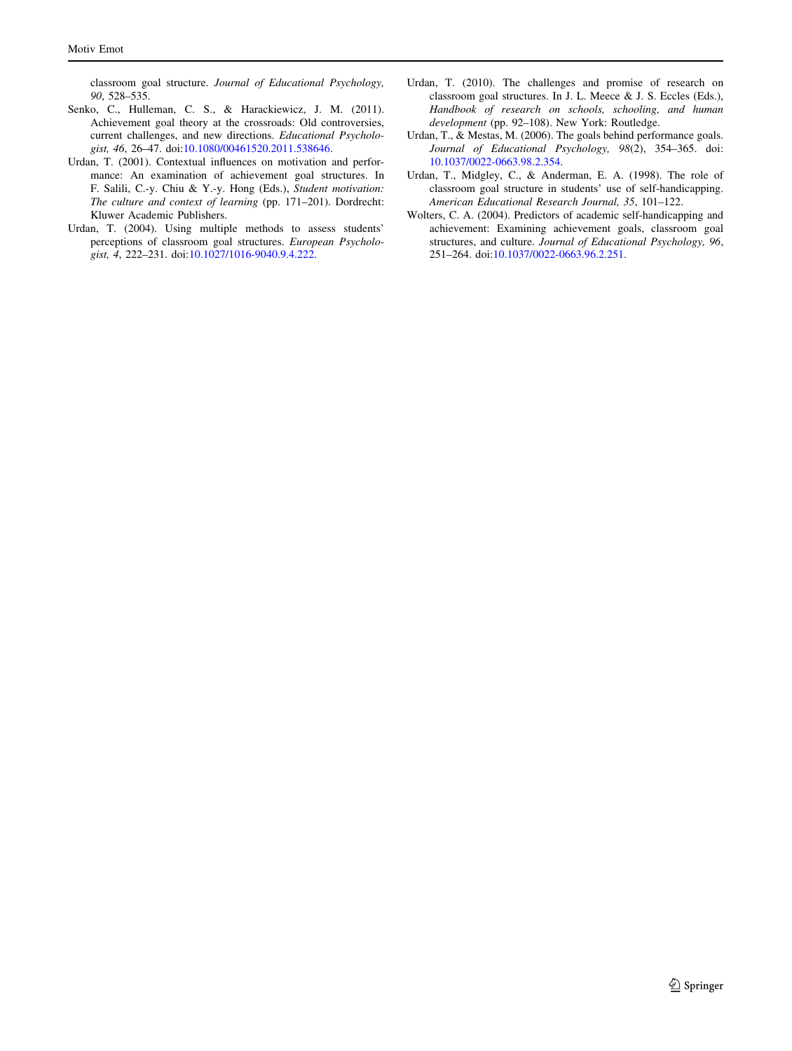classroom goal structure. *Journal of Educational Psychology, 90*, 528–535.

Senko, C., Hulleman, C. S., & Harackiewicz, J. M. (2011). Achievement goal theory at the crossroads: Old controversies, current challenges, and new directions. *Educational Psychologist, 46*, 26–47. doi:10.1080/00461520.2011.538646.

Urdan, T. (2001). Contextual influences on motivation and performance: An examination of achievement goal structures. In F. Salili, C.-y. Chiu & Y.-y. Hong (Eds.), *Student motivation: The culture and context of learning* (pp. 171–201). Dordrecht: Kluwer Academic Publishers.

Urdan, T. (2004). Using multiple methods to assess students' perceptions of classroom goal structures. *European Psychologist, 4*, 222–231. doi:10.1027/1016-9040.9.4.222.

Urdan, T. (2010). The challenges and promise of research on classroom goal structures. In J. L. Meece & J. S. Eccles (Eds.), *Handbook of research on schools, schooling, and human development* (pp. 92–108). New York: Routledge.

Urdan, T., & Mestas, M. (2006). The goals behind performance goals. *Journal of Educational Psychology, 98*(2), 354–365. doi:10.1037/0022-0663.98.2.354.

Urdan, T., Midgley, C., & Anderman, E. A. (1998). The role of classroom goal structure in students' use of self-handicapping. *American Educational Research Journal, 35*, 101–122.

Wolters, C. A. (2004). Predictors of academic self-handicapping and achievement: Examining achievement goals, classroom goal structures, and culture. *Journal of Educational Psychology, 96*, 251–264. doi:10.1037/0022-0663.96.2.251.